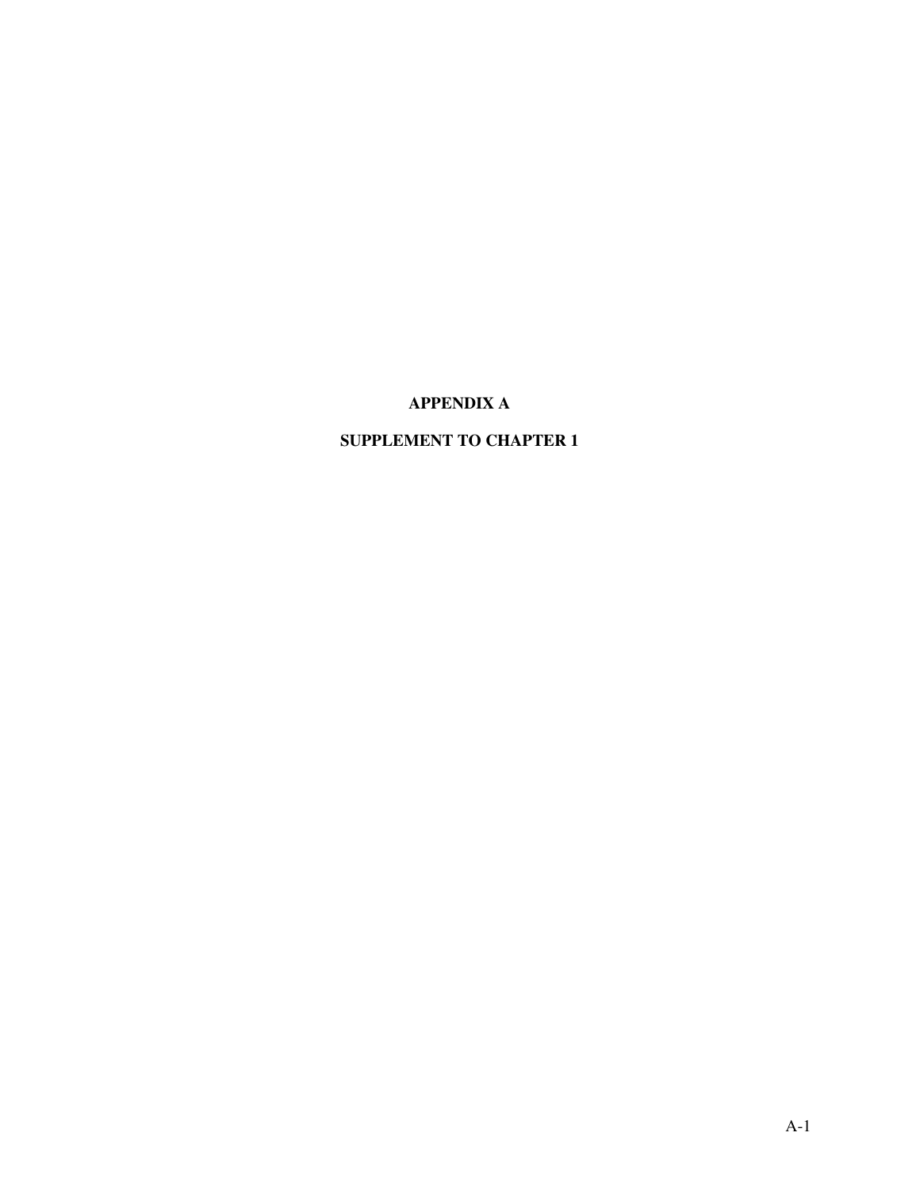# APPENDIX A

## SUPPLEMENT TO CHAPTER 1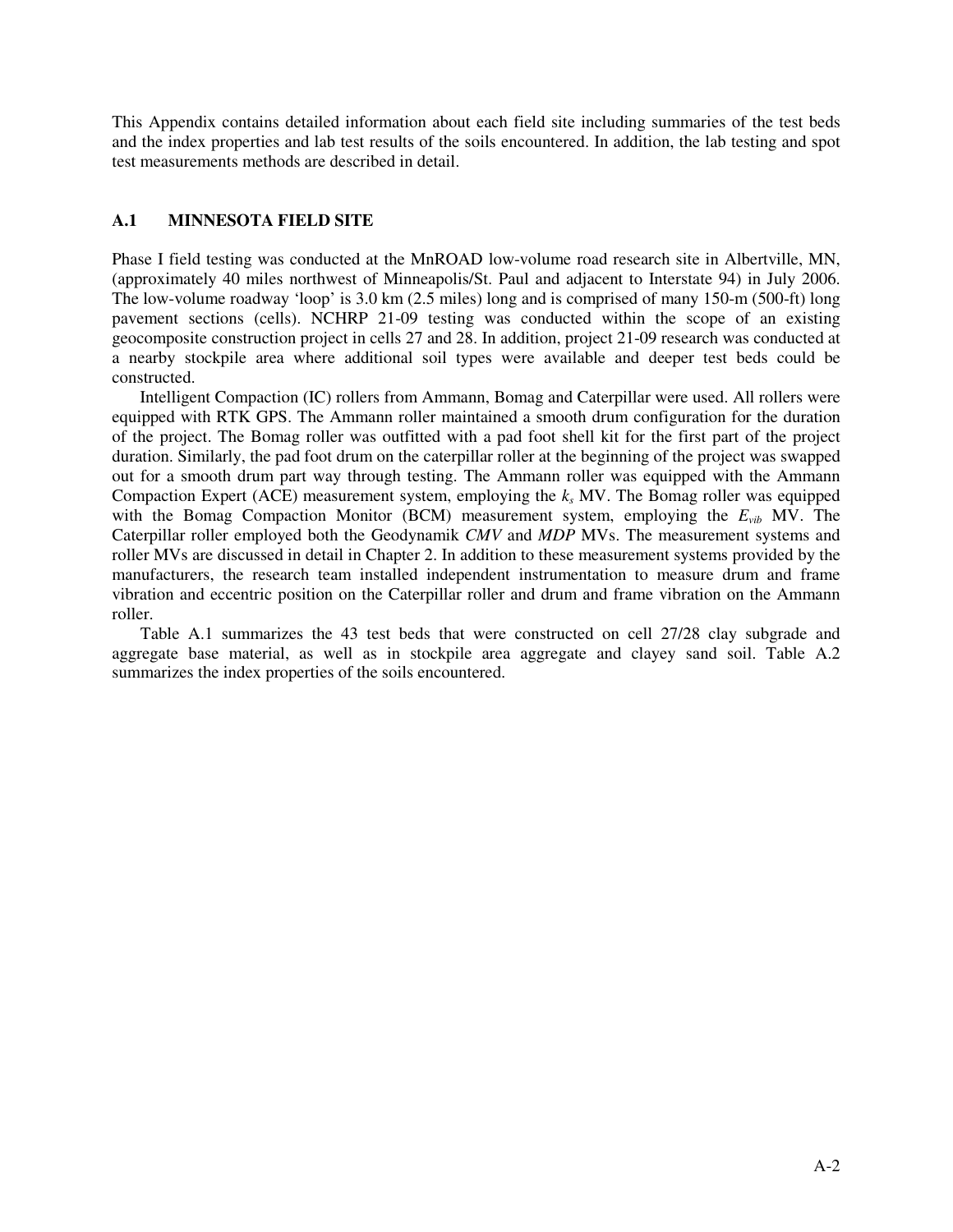This Appendix contains detailed information about each field site including summaries of the test beds and the index properties and lab test results of the soils encountered. In addition, the lab testing and spot test measurements methods are described in detail.

## A.1 MINNESOTA FIELD SITE

Phase I field testing was conducted at the MnROAD low-volume road research site in Albertville, MN, (approximately 40 miles northwest of Minneapolis/St. Paul and adjacent to Interstate 94) in July 2006. The low-volume roadway 'loop' is 3.0 km (2.5 miles) long and is comprised of many 150-m (500-ft) long pavement sections (cells). NCHRP 21-09 testing was conducted within the scope of an existing geocomposite construction project in cells 27 and 28. In addition, project 21-09 research was conducted at a nearby stockpile area where additional soil types were available and deeper test beds could be constructed.

Intelligent Compaction (IC) rollers from Ammann, Bomag and Caterpillar were used. All rollers were equipped with RTK GPS. The Ammann roller maintained a smooth drum configuration for the duration of the project. The Bomag roller was outfitted with a pad foot shell kit for the first part of the project duration. Similarly, the pad foot drum on the caterpillar roller at the beginning of the project was swapped out for a smooth drum part way through testing. The Ammann roller was equipped with the Ammann Compaction Expert (ACE) measurement system, employing the $k_s$ MV. The Bomag roller was equipped with the Bomag Compaction Monitor (BCM) measurement system, employing the $E_{vib}$ MV. The Caterpillar roller employed both the Geodynamik *CMV* and *MDP* MVs. The measurement systems and roller MVs are discussed in detail in Chapter 2. In addition to these measurement systems provided by the manufacturers, the research team installed independent instrumentation to measure drum and frame vibration and eccentric position on the Caterpillar roller and drum and frame vibration on the Ammann roller.

Table A.1 summarizes the 43 test beds that were constructed on cell 27/28 clay subgrade and aggregate base material, as well as in stockpile area aggregate and clayey sand soil. Table A.2 summarizes the index properties of the soils encountered.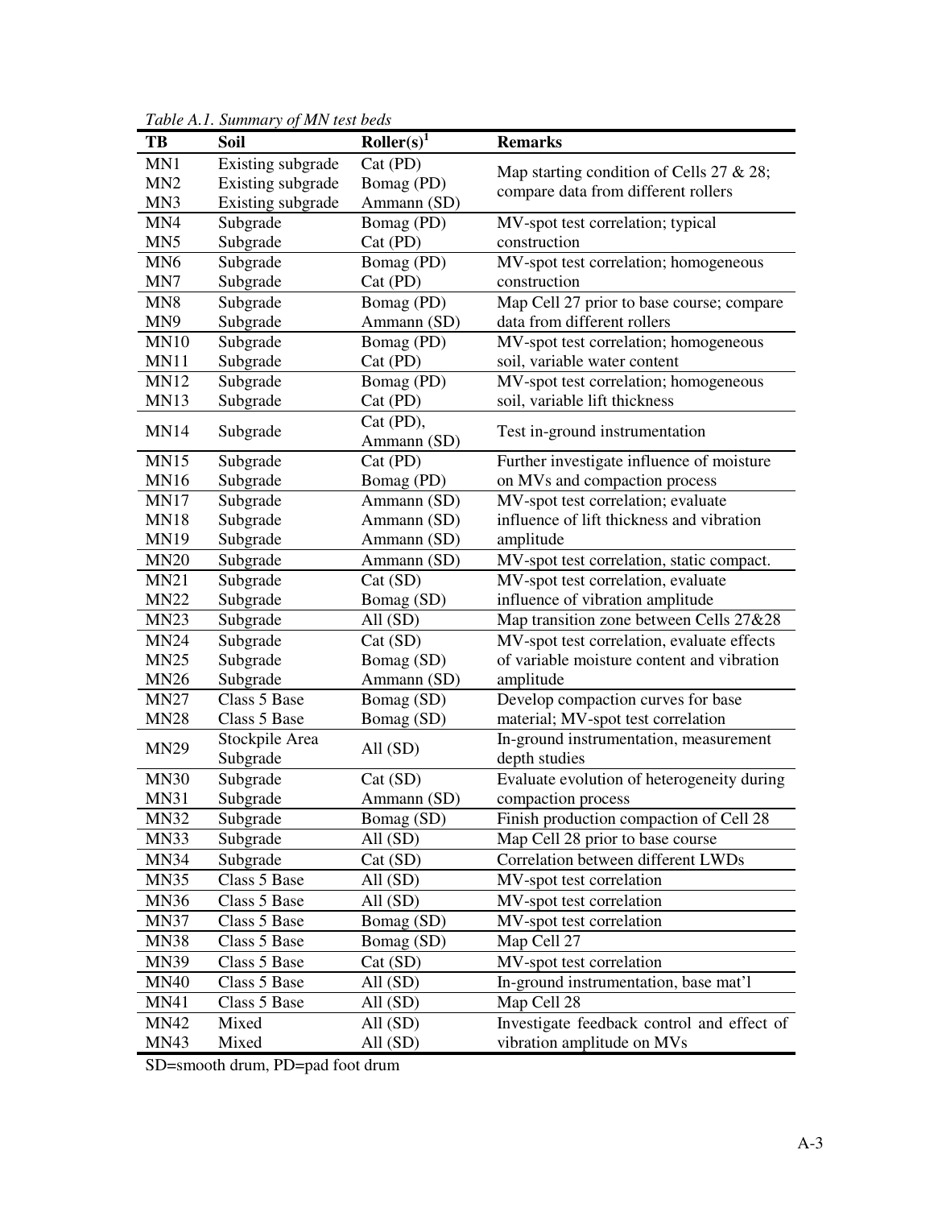*Table A.1. Summary of MN test beds*

| TB | Soil | Roller(s)[1] | Remarks |
|---|---|---|---|
| MN1 | Existing subgrade | Cat (PD) | Map starting condition of Cells 27 & 28; compare data from different rollers |
| MN2 | Existing subgrade | Bomag (PD) | |
| MN3 | Existing subgrade | Ammann (SD) | |
| MN4 | Subgrade | Bomag (PD) | MV-spot test correlation; typical construction |
| MN5 | Subgrade | Cat (PD) | |
| MN6 | Subgrade | Bomag (PD) | MV-spot test correlation; homogeneous construction |
| MN7 | Subgrade | Cat (PD) | |
| MN8 | Subgrade | Bomag (PD) | Map Cell 27 prior to base course; compare data from different rollers |
| MN9 | Subgrade | Ammann (SD) | |
| MN10 | Subgrade | Bomag (PD) | MV-spot test correlation; homogeneous soil, variable water content |
| MN11 | Subgrade | Cat (PD) | |
| MN12 | Subgrade | Bomag (PD) | MV-spot test correlation; homogeneous soil, variable lift thickness |
| MN13 | Subgrade | Cat (PD) | |
| MN14 | Subgrade | Cat (PD), Ammann (SD) | Test in-ground instrumentation |
| MN15 | Subgrade | Cat (PD) | Further investigate influence of moisture on MVs and compaction process |
| MN16 | Subgrade | Bomag (PD) | |
| MN17 | Subgrade | Ammann (SD) | MV-spot test correlation; evaluate influence of lift thickness and vibration amplitude |
| MN18 | Subgrade | Ammann (SD) | |
| MN19 | Subgrade | Ammann (SD) | |
| MN20 | Subgrade | Ammann (SD) | MV-spot test correlation, static compact. |
| MN21 | Subgrade | Cat (SD) | MV-spot test correlation, evaluate influence of vibration amplitude |
| MN22 | Subgrade | Bomag (SD) | |
| MN23 | Subgrade | All (SD) | Map transition zone between Cells 27&28 |
| MN24 | Subgrade | Cat (SD) | MV-spot test correlation, evaluate effects of variable moisture content and vibration amplitude |
| MN25 | Subgrade | Bomag (SD) | |
| MN26 | Subgrade | Ammann (SD) | |
| MN27 | Class 5 Base | Bomag (SD) | Develop compaction curves for base material; MV-spot test correlation |
| MN28 | Class 5 Base | Bomag (SD) | |
| MN29 | Stockpile Area Subgrade | All (SD) | In-ground instrumentation, measurement depth studies |
| MN30 | Subgrade | Cat (SD) | Evaluate evolution of heterogeneity during compaction process |
| MN31 | Subgrade | Ammann (SD) | |
| MN32 | Subgrade | Bomag (SD) | Finish production compaction of Cell 28 |
| MN33 | Subgrade | All (SD) | Map Cell 28 prior to base course |
| MN34 | Subgrade | Cat (SD) | Correlation between different LWDs |
| MN35 | Class 5 Base | All (SD) | MV-spot test correlation |
| MN36 | Class 5 Base | All (SD) | MV-spot test correlation |
| MN37 | Class 5 Base | Bomag (SD) | MV-spot test correlation |
| MN38 | Class 5 Base | Bomag (SD) | Map Cell 27 |
| MN39 | Class 5 Base | Cat (SD) | MV-spot test correlation |
| MN40 | Class 5 Base | All (SD) | In-ground instrumentation, base mat'l |
| MN41 | Class 5 Base | All (SD) | Map Cell 28 |
| MN42 | Mixed | All (SD) | Investigate feedback control and effect of vibration amplitude on MVs |
| MN43 | Mixed | All (SD) | |

SD=smooth drum, PD=pad foot drum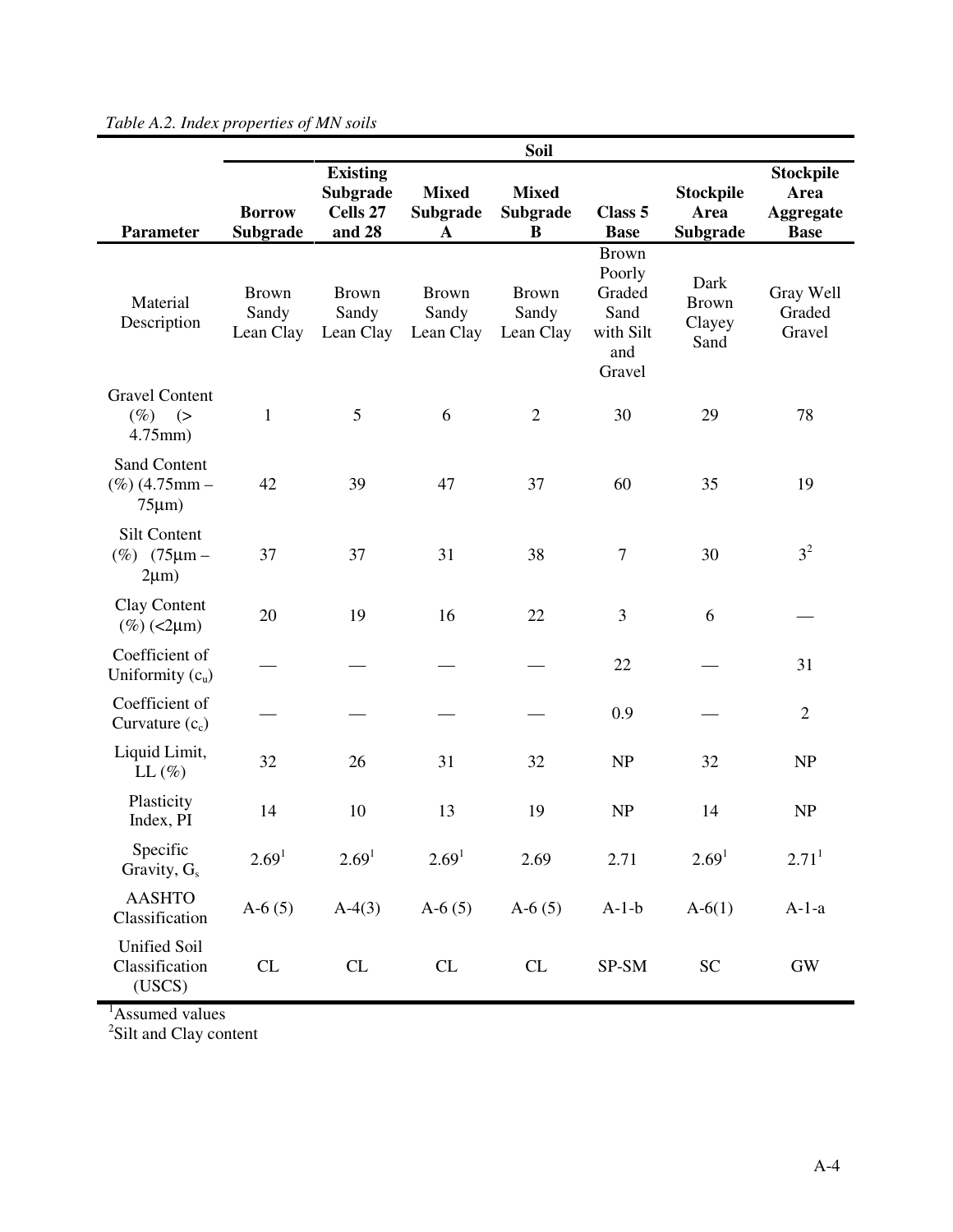*Table A.2. Index properties of MN soils*

| Parameter | Soil | | | | | | |
|---|---|---|---|---|---|---|---|
| | **Borrow Subgrade** | **Existing Subgrade Cells 27 and 28** | **Mixed Subgrade A** | **Mixed Subgrade B** | **Class 5 Base** | **Stockpile Area Subgrade** | **Stockpile Area Aggregate Base** |
| Material Description | Brown Sandy Lean Clay | Brown Sandy Lean Clay | Brown Sandy Lean Clay | Brown Sandy Lean Clay | Brown Poorly Graded Sand with Silt and Gravel | Dark Brown Clayey Sand | Gray Well Graded Gravel |
| Gravel Content (%) (> 4.75mm) | 1 | 5 | 6 | 2 | 30 | 29 | 78 |
| Sand Content (%) (4.75mm – 75μm) | 42 | 39 | 47 | 37 | 60 | 35 | 19 |
| Silt Content (%) (75μm – 2μm) | 37 | 37 | 31 | 38 | 7 | 30 | 3[2] |
| Clay Content (%) (<2μm) | 20 | 19 | 16 | 22 | 3 | 6 | — |
| Coefficient of Uniformity ($c_u$) | — | — | — | — | 22 | — | 31 |
| Coefficient of Curvature ($c_c$) | — | — | — | — | 0.9 | — | 2 |
| Liquid Limit, LL (%) | 32 | 26 | 31 | 32 | NP | 32 | NP |
| Plasticity Index, PI | 14 | 10 | 13 | 19 | NP | 14 | NP |
| Specific Gravity, $G_s$ | 2.69[1] | 2.69[1] | 2.69[1] | 2.69 | 2.71 | 2.69[1] | 2.71[1] |
| AASHTO Classification | A-6 (5) | A-4(3) | A-6 (5) | A-6 (5) | A-1-b | A-6(1) | A-1-a |
| Unified Soil Classification (USCS) | CL | CL | CL | CL | SP-SM | SC | GW |

[1]Assumed values
[2]Silt and Clay content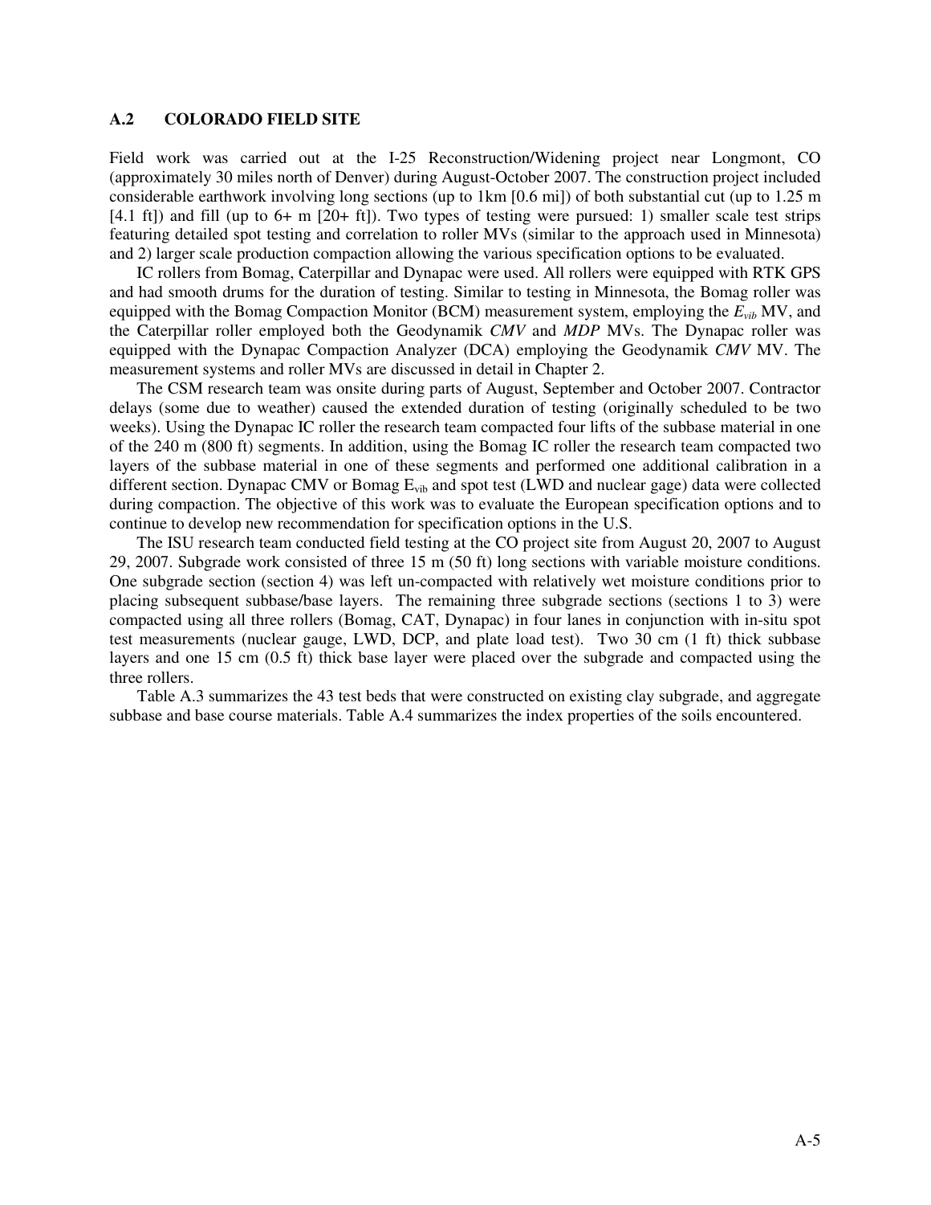## A.2 COLORADO FIELD SITE

Field work was carried out at the I-25 Reconstruction/Widening project near Longmont, CO (approximately 30 miles north of Denver) during August-October 2007. The construction project included considerable earthwork involving long sections (up to 1km [0.6 mi]) of both substantial cut (up to 1.25 m [4.1 ft]) and fill (up to 6+ m [20+ ft]). Two types of testing were pursued: 1) smaller scale test strips featuring detailed spot testing and correlation to roller MVs (similar to the approach used in Minnesota) and 2) larger scale production compaction allowing the various specification options to be evaluated.

IC rollers from Bomag, Caterpillar and Dynapac were used. All rollers were equipped with RTK GPS and had smooth drums for the duration of testing. Similar to testing in Minnesota, the Bomag roller was equipped with the Bomag Compaction Monitor (BCM) measurement system, employing the $E_{vib}$ MV, and the Caterpillar roller employed both the Geodynamik *CMV* and *MDP* MVs. The Dynapac roller was equipped with the Dynapac Compaction Analyzer (DCA) employing the Geodynamik *CMV* MV. The measurement systems and roller MVs are discussed in detail in Chapter 2.

The CSM research team was onsite during parts of August, September and October 2007. Contractor delays (some due to weather) caused the extended duration of testing (originally scheduled to be two weeks). Using the Dynapac IC roller the research team compacted four lifts of the subbase material in one of the 240 m (800 ft) segments. In addition, using the Bomag IC roller the research team compacted two layers of the subbase material in one of these segments and performed one additional calibration in a different section. Dynapac CMV or Bomag $E_{vib}$ and spot test (LWD and nuclear gage) data were collected during compaction. The objective of this work was to evaluate the European specification options and to continue to develop new recommendation for specification options in the U.S.

The ISU research team conducted field testing at the CO project site from August 20, 2007 to August 29, 2007. Subgrade work consisted of three 15 m (50 ft) long sections with variable moisture conditions. One subgrade section (section 4) was left un-compacted with relatively wet moisture conditions prior to placing subsequent subbase/base layers. The remaining three subgrade sections (sections 1 to 3) were compacted using all three rollers (Bomag, CAT, Dynapac) in four lanes in conjunction with in-situ spot test measurements (nuclear gauge, LWD, DCP, and plate load test). Two 30 cm (1 ft) thick subbase layers and one 15 cm (0.5 ft) thick base layer were placed over the subgrade and compacted using the three rollers.

Table A.3 summarizes the 43 test beds that were constructed on existing clay subgrade, and aggregate subbase and base course materials. Table A.4 summarizes the index properties of the soils encountered.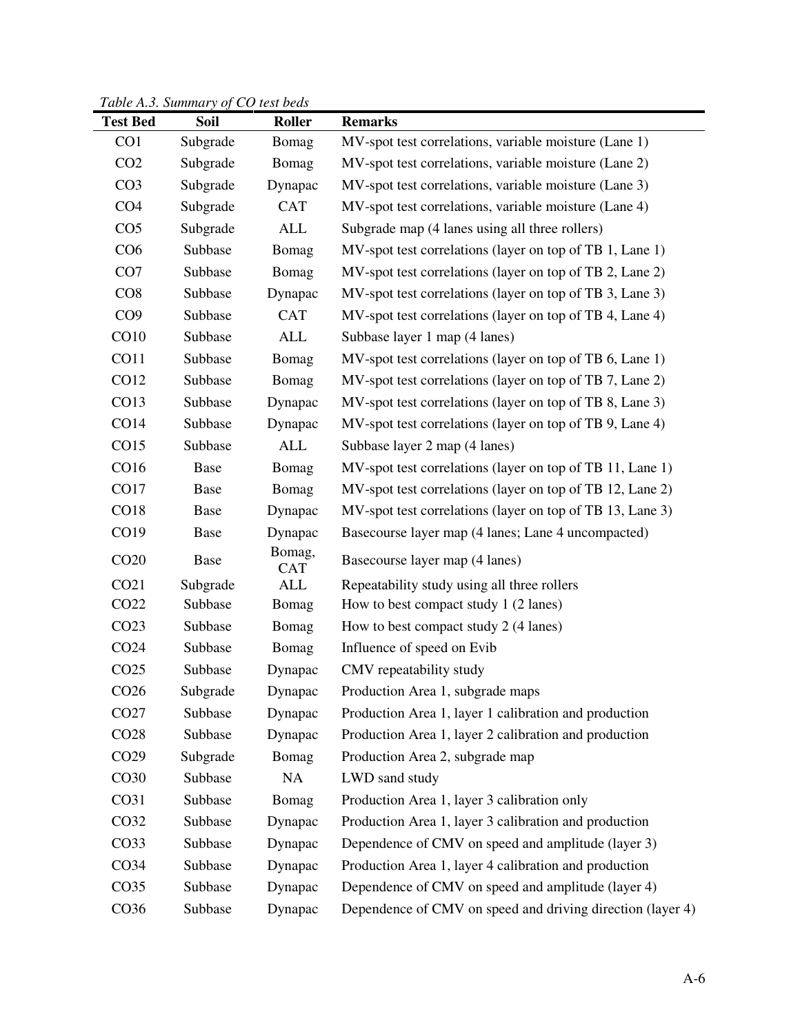*Table A.3. Summary of CO test beds*

| Test Bed | Soil | Roller | Remarks |
|---|---|---|---|
| CO1 | Subgrade | Bomag | MV-spot test correlations, variable moisture (Lane 1) |
| CO2 | Subgrade | Bomag | MV-spot test correlations, variable moisture (Lane 2) |
| CO3 | Subgrade | Dynapac | MV-spot test correlations, variable moisture (Lane 3) |
| CO4 | Subgrade | CAT | MV-spot test correlations, variable moisture (Lane 4) |
| CO5 | Subgrade | ALL | Subgrade map (4 lanes using all three rollers) |
| CO6 | Subbase | Bomag | MV-spot test correlations (layer on top of TB 1, Lane 1) |
| CO7 | Subbase | Bomag | MV-spot test correlations (layer on top of TB 2, Lane 2) |
| CO8 | Subbase | Dynapac | MV-spot test correlations (layer on top of TB 3, Lane 3) |
| CO9 | Subbase | CAT | MV-spot test correlations (layer on top of TB 4, Lane 4) |
| CO10 | Subbase | ALL | Subbase layer 1 map (4 lanes) |
| CO11 | Subbase | Bomag | MV-spot test correlations (layer on top of TB 6, Lane 1) |
| CO12 | Subbase | Bomag | MV-spot test correlations (layer on top of TB 7, Lane 2) |
| CO13 | Subbase | Dynapac | MV-spot test correlations (layer on top of TB 8, Lane 3) |
| CO14 | Subbase | Dynapac | MV-spot test correlations (layer on top of TB 9, Lane 4) |
| CO15 | Subbase | ALL | Subbase layer 2 map (4 lanes) |
| CO16 | Base | Bomag | MV-spot test correlations (layer on top of TB 11, Lane 1) |
| CO17 | Base | Bomag | MV-spot test correlations (layer on top of TB 12, Lane 2) |
| CO18 | Base | Dynapac | MV-spot test correlations (layer on top of TB 13, Lane 3) |
| CO19 | Base | Dynapac | Basecourse layer map (4 lanes; Lane 4 uncompacted) |
| CO20 | Base | Bomag, CAT | Basecourse layer map (4 lanes) |
| CO21 | Subgrade | ALL | Repeatability study using all three rollers |
| CO22 | Subbase | Bomag | How to best compact study 1 (2 lanes) |
| CO23 | Subbase | Bomag | How to best compact study 2 (4 lanes) |
| CO24 | Subbase | Bomag | Influence of speed on Evib |
| CO25 | Subbase | Dynapac | CMV repeatability study |
| CO26 | Subgrade | Dynapac | Production Area 1, subgrade maps |
| CO27 | Subbase | Dynapac | Production Area 1, layer 1 calibration and production |
| CO28 | Subbase | Dynapac | Production Area 1, layer 2 calibration and production |
| CO29 | Subgrade | Bomag | Production Area 2, subgrade map |
| CO30 | Subbase | NA | LWD sand study |
| CO31 | Subbase | Bomag | Production Area 1, layer 3 calibration only |
| CO32 | Subbase | Dynapac | Production Area 1, layer 3 calibration and production |
| CO33 | Subbase | Dynapac | Dependence of CMV on speed and amplitude (layer 3) |
| CO34 | Subbase | Dynapac | Production Area 1, layer 4 calibration and production |
| CO35 | Subbase | Dynapac | Dependence of CMV on speed and amplitude (layer 4) |
| CO36 | Subbase | Dynapac | Dependence of CMV on speed and driving direction (layer 4) |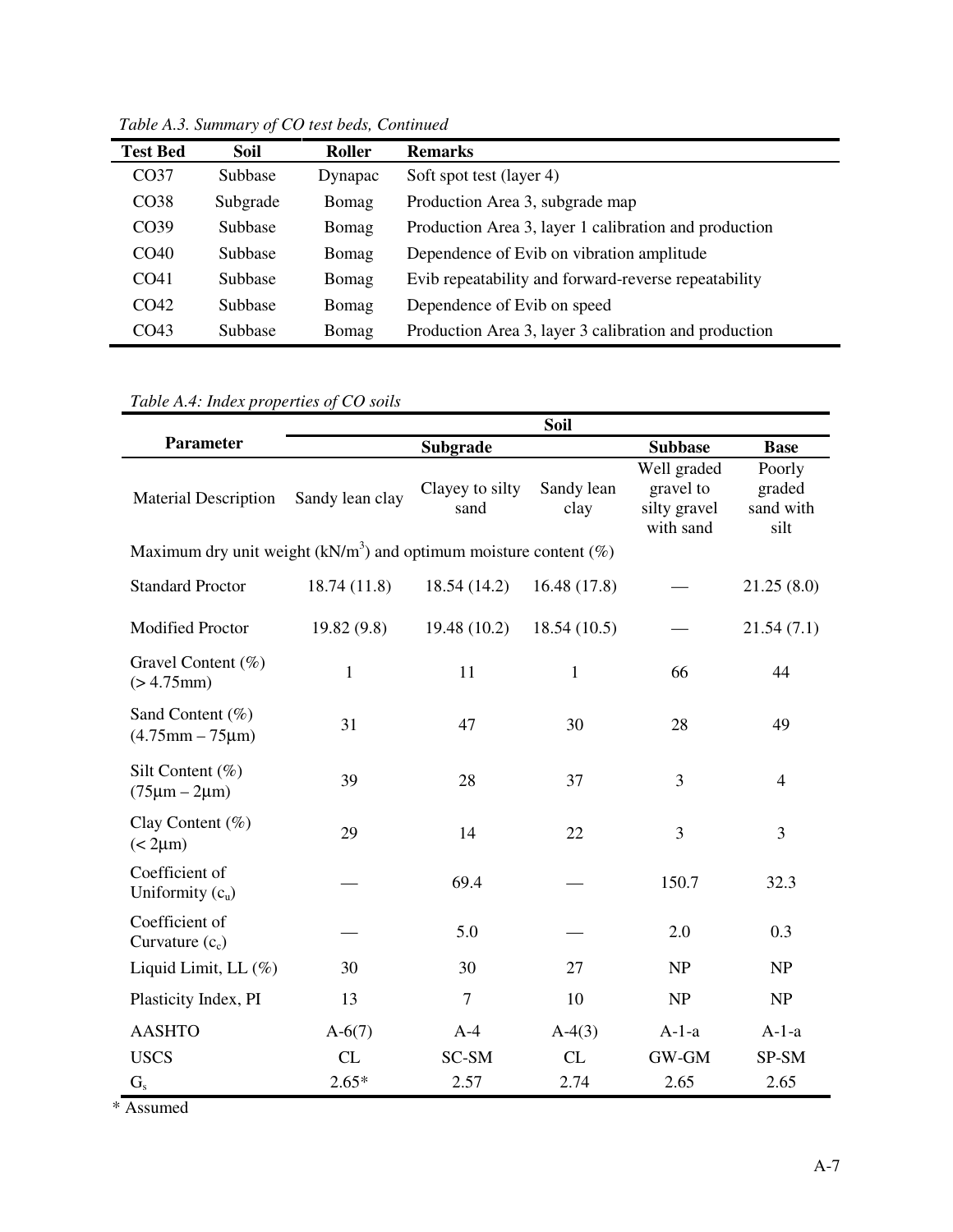*Table A.3. Summary of CO test beds, Continued*

| Test Bed | Soil | Roller | Remarks |
|---|---|---|---|
| CO37 | Subbase | Dynapac | Soft spot test (layer 4) |
| CO38 | Subgrade | Bomag | Production Area 3, subgrade map |
| CO39 | Subbase | Bomag | Production Area 3, layer 1 calibration and production |
| CO40 | Subbase | Bomag | Dependence of Evib on vibration amplitude |
| CO41 | Subbase | Bomag | Evib repeatability and forward-reverse repeatability |
| CO42 | Subbase | Bomag | Dependence of Evib on speed |
| CO43 | Subbase | Bomag | Production Area 3, layer 3 calibration and production |

*Table A.4: Index properties of CO soils*

| Parameter | Soil | | | | |
|---|---|---|---|---|---|
| | Subgrade | | | Subbase | Base |
| Material Description | Sandy lean clay | Clayey to silty sand | Sandy lean clay | Well graded gravel to silty gravel with sand | Poorly graded sand with silt |
| Maximum dry unit weight ($kN/m^3$) and optimum moisture content (%) | | | | | |
| Standard Proctor | 18.74 (11.8) | 18.54 (14.2) | 16.48 (17.8) | — | 21.25 (8.0) |
| Modified Proctor | 19.82 (9.8) | 19.48 (10.2) | 18.54 (10.5) | — | 21.54 (7.1) |
| Gravel Content (%) (> 4.75mm) | 1 | 11 | 1 | 66 | 44 |
| Sand Content (%) (4.75mm – 75μm) | 31 | 47 | 30 | 28 | 49 |
| Silt Content (%) (75μm – 2μm) | 39 | 28 | 37 | 3 | 4 |
| Clay Content (%) (< 2μm) | 29 | 14 | 22 | 3 | 3 |
| Coefficient of Uniformity ($c_u$) | — | 69.4 | — | 150.7 | 32.3 |
| Coefficient of Curvature ($c_c$) | — | 5.0 | — | 2.0 | 0.3 |
| Liquid Limit, LL (%) | 30 | 30 | 27 | NP | NP |
| Plasticity Index, PI | 13 | 7 | 10 | NP | NP |
| AASHTO | A-6(7) | A-4 | A-4(3) | A-1-a | A-1-a |
| USCS | CL | SC-SM | CL | GW-GM | SP-SM |
| $G_s$ | 2.65* | 2.57 | 2.74 | 2.65 | 2.65 |

\* Assumed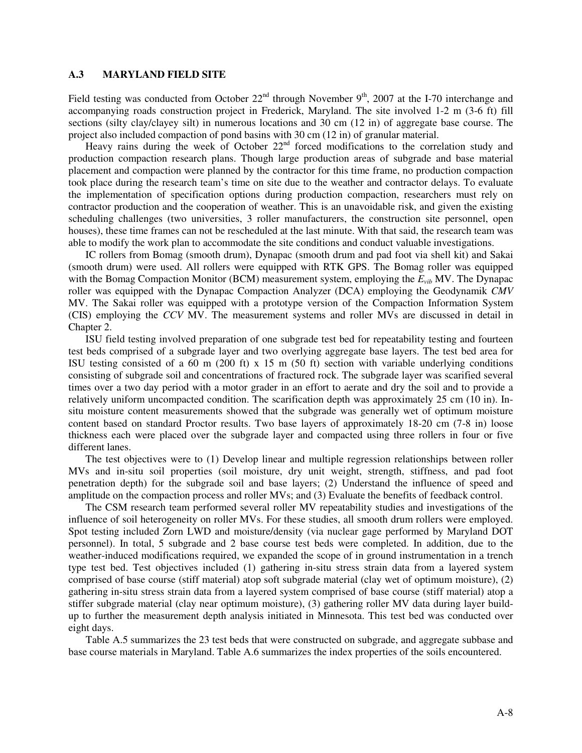### A.3 MARYLAND FIELD SITE

Field testing was conducted from October 22nd through November 9th, 2007 at the I-70 interchange and accompanying roads construction project in Frederick, Maryland. The site involved 1-2 m (3-6 ft) fill sections (silty clay/clayey silt) in numerous locations and 30 cm (12 in) of aggregate base course. The project also included compaction of pond basins with 30 cm (12 in) of granular material.

Heavy rains during the week of October 22nd forced modifications to the correlation study and production compaction research plans. Though large production areas of subgrade and base material placement and compaction were planned by the contractor for this time frame, no production compaction took place during the research team's time on site due to the weather and contractor delays. To evaluate the implementation of specification options during production compaction, researchers must rely on contractor production and the cooperation of weather. This is an unavoidable risk, and given the existing scheduling challenges (two universities, 3 roller manufacturers, the construction site personnel, open houses), these time frames can not be rescheduled at the last minute. With that said, the research team was able to modify the work plan to accommodate the site conditions and conduct valuable investigations.

IC rollers from Bomag (smooth drum), Dynapac (smooth drum and pad foot via shell kit) and Sakai (smooth drum) were used. All rollers were equipped with RTK GPS. The Bomag roller was equipped with the Bomag Compaction Monitor (BCM) measurement system, employing the $E_{vib}$ MV. The Dynapac roller was equipped with the Dynapac Compaction Analyzer (DCA) employing the Geodynamik *CMV* MV. The Sakai roller was equipped with a prototype version of the Compaction Information System (CIS) employing the *CCV* MV. The measurement systems and roller MVs are discussed in detail in Chapter 2.

ISU field testing involved preparation of one subgrade test bed for repeatability testing and fourteen test beds comprised of a subgrade layer and two overlying aggregate base layers. The test bed area for ISU testing consisted of a 60 m (200 ft) x 15 m (50 ft) section with variable underlying conditions consisting of subgrade soil and concentrations of fractured rock. The subgrade layer was scarified several times over a two day period with a motor grader in an effort to aerate and dry the soil and to provide a relatively uniform uncompacted condition. The scarification depth was approximately 25 cm (10 in). In-situ moisture content measurements showed that the subgrade was generally wet of optimum moisture content based on standard Proctor results. Two base layers of approximately 18-20 cm (7-8 in) loose thickness each were placed over the subgrade layer and compacted using three rollers in four or five different lanes.

The test objectives were to (1) Develop linear and multiple regression relationships between roller MVs and in-situ soil properties (soil moisture, dry unit weight, strength, stiffness, and pad foot penetration depth) for the subgrade soil and base layers; (2) Understand the influence of speed and amplitude on the compaction process and roller MVs; and (3) Evaluate the benefits of feedback control.

The CSM research team performed several roller MV repeatability studies and investigations of the influence of soil heterogeneity on roller MVs. For these studies, all smooth drum rollers were employed. Spot testing included Zorn LWD and moisture/density (via nuclear gage performed by Maryland DOT personnel). In total, 5 subgrade and 2 base course test beds were completed. In addition, due to the weather-induced modifications required, we expanded the scope of in ground instrumentation in a trench type test bed. Test objectives included (1) gathering in-situ stress strain data from a layered system comprised of base course (stiff material) atop soft subgrade material (clay wet of optimum moisture), (2) gathering in-situ stress strain data from a layered system comprised of base course (stiff material) atop a stiffer subgrade material (clay near optimum moisture), (3) gathering roller MV data during layer build-up to further the measurement depth analysis initiated in Minnesota. This test bed was conducted over eight days.

Table A.5 summarizes the 23 test beds that were constructed on subgrade, and aggregate subbase and base course materials in Maryland. Table A.6 summarizes the index properties of the soils encountered.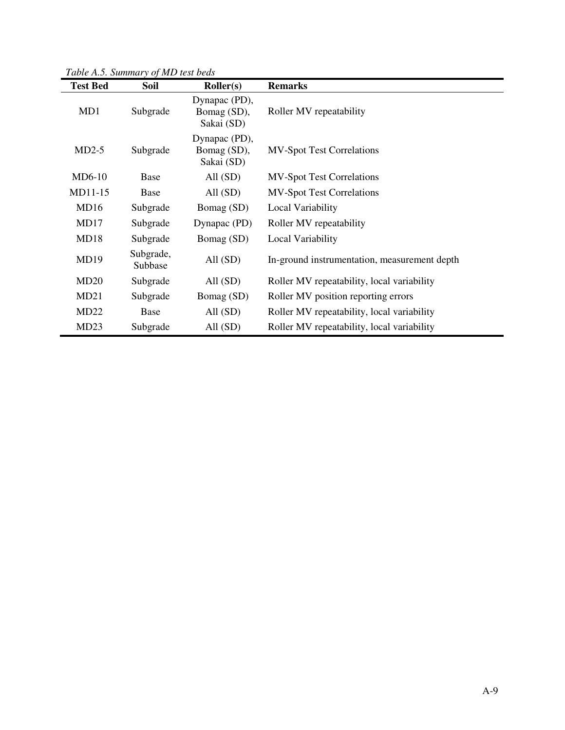*Table A.5. Summary of MD test beds*

| Test Bed | Soil | Roller(s) | Remarks |
| --- | --- | --- | --- |
| MD1 | Subgrade | Dynapac (PD), Bomag (SD), Sakai (SD) | Roller MV repeatability |
| MD2-5 | Subgrade | Dynapac (PD), Bomag (SD), Sakai (SD) | MV-Spot Test Correlations |
| MD6-10 | Base | All (SD) | MV-Spot Test Correlations |
| MD11-15 | Base | All (SD) | MV-Spot Test Correlations |
| MD16 | Subgrade | Bomag (SD) | Local Variability |
| MD17 | Subgrade | Dynapac (PD) | Roller MV repeatability |
| MD18 | Subgrade | Bomag (SD) | Local Variability |
| MD19 | Subgrade, Subbase | All (SD) | In-ground instrumentation, measurement depth |
| MD20 | Subgrade | All (SD) | Roller MV repeatability, local variability |
| MD21 | Subgrade | Bomag (SD) | Roller MV position reporting errors |
| MD22 | Base | All (SD) | Roller MV repeatability, local variability |
| MD23 | Subgrade | All (SD) | Roller MV repeatability, local variability |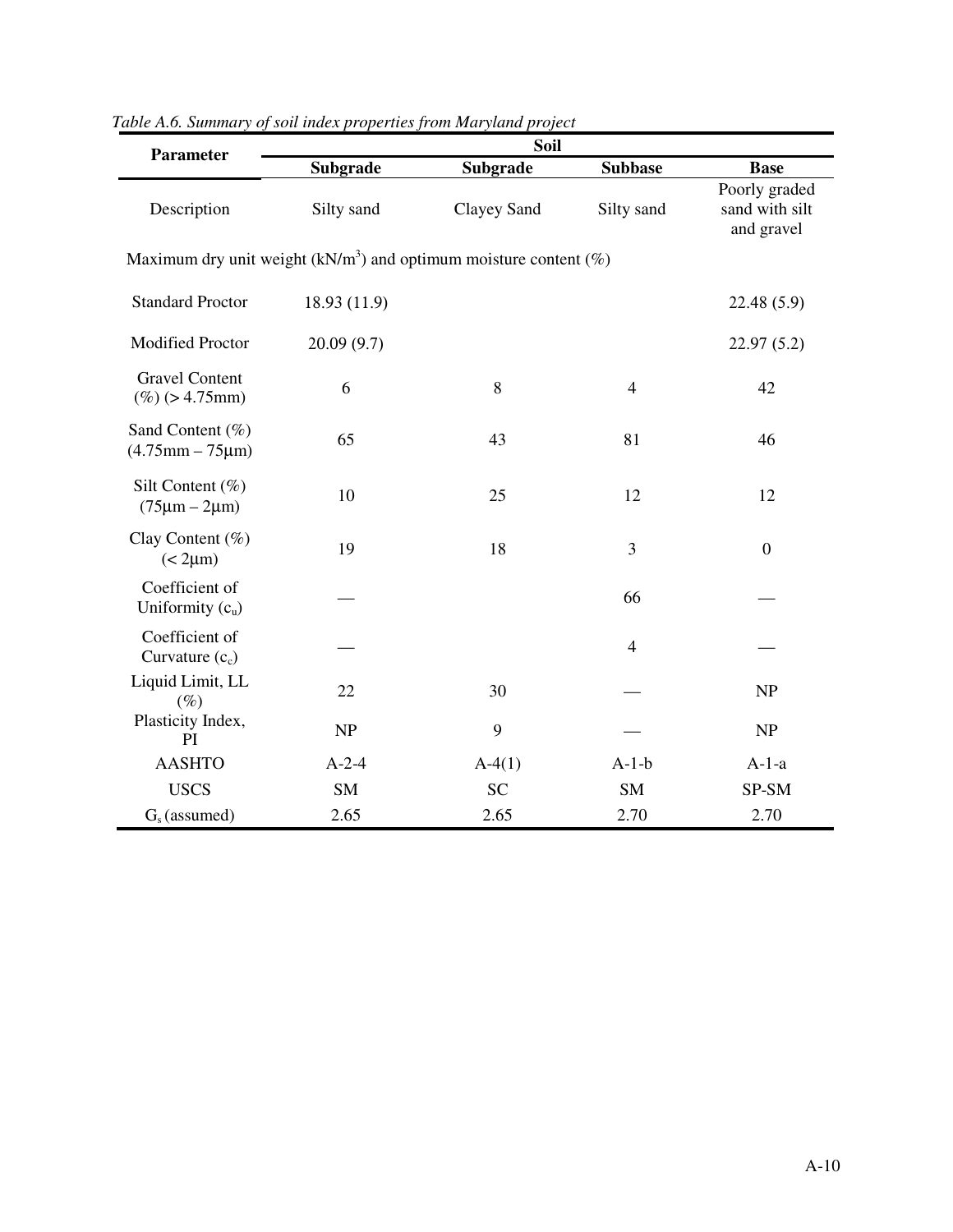*Table A.6. Summary of soil index properties from Maryland project*

| Parameter | Soil | | | |
|---|---|---|---|---|
| | **Subgrade** | **Subgrade** | **Subbase** | **Base** |
| Description | Silty sand | Clayey Sand | Silty sand | Poorly graded sand with silt and gravel |
| Maximum dry unit weight ($kN/m^3$) and optimum moisture content (%) | | | | |
| Standard Proctor | 18.93 (11.9) | | | 22.48 (5.9) |
| Modified Proctor | 20.09 (9.7) | | | 22.97 (5.2) |
| Gravel Content (%) (> 4.75mm) | 6 | 8 | 4 | 42 |
| Sand Content (%) (4.75mm – 75μm) | 65 | 43 | 81 | 46 |
| Silt Content (%) (75μm – 2μm) | 10 | 25 | 12 | 12 |
| Clay Content (%) (< 2μm) | 19 | 18 | 3 | 0 |
| Coefficient of Uniformity ($c_u$) | — | | 66 | — |
| Coefficient of Curvature ($c_c$) | — | | 4 | — |
| Liquid Limit, LL (%) | 22 | 30 | — | NP |
| Plasticity Index, PI | NP | 9 | — | NP |
| AASHTO | A-2-4 | A-4(1) | A-1-b | A-1-a |
| USCS | SM | SC | SM | SP-SM |
| $G_s$ (assumed) | 2.65 | 2.65 | 2.70 | 2.70 |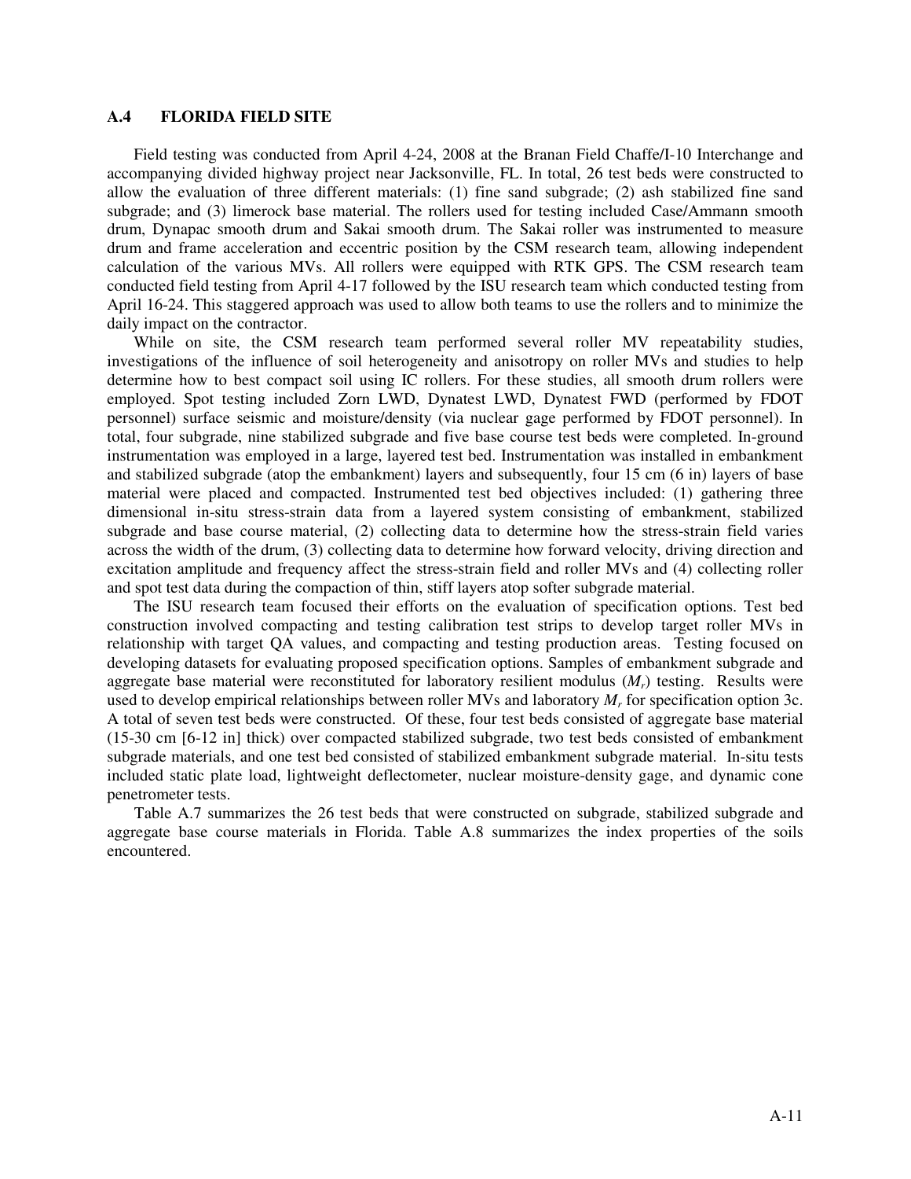## A.4 FLORIDA FIELD SITE

Field testing was conducted from April 4-24, 2008 at the Branan Field Chaffe/I-10 Interchange and accompanying divided highway project near Jacksonville, FL. In total, 26 test beds were constructed to allow the evaluation of three different materials: (1) fine sand subgrade; (2) ash stabilized fine sand subgrade; and (3) limerock base material. The rollers used for testing included Case/Ammann smooth drum, Dynapac smooth drum and Sakai smooth drum. The Sakai roller was instrumented to measure drum and frame acceleration and eccentric position by the CSM research team, allowing independent calculation of the various MVs. All rollers were equipped with RTK GPS. The CSM research team conducted field testing from April 4-17 followed by the ISU research team which conducted testing from April 16-24. This staggered approach was used to allow both teams to use the rollers and to minimize the daily impact on the contractor.

While on site, the CSM research team performed several roller MV repeatability studies, investigations of the influence of soil heterogeneity and anisotropy on roller MVs and studies to help determine how to best compact soil using IC rollers. For these studies, all smooth drum rollers were employed. Spot testing included Zorn LWD, Dynatest LWD, Dynatest FWD (performed by FDOT personnel) surface seismic and moisture/density (via nuclear gage performed by FDOT personnel). In total, four subgrade, nine stabilized subgrade and five base course test beds were completed. In-ground instrumentation was employed in a large, layered test bed. Instrumentation was installed in embankment and stabilized subgrade (atop the embankment) layers and subsequently, four 15 cm (6 in) layers of base material were placed and compacted. Instrumented test bed objectives included: (1) gathering three dimensional in-situ stress-strain data from a layered system consisting of embankment, stabilized subgrade and base course material, (2) collecting data to determine how the stress-strain field varies across the width of the drum, (3) collecting data to determine how forward velocity, driving direction and excitation amplitude and frequency affect the stress-strain field and roller MVs and (4) collecting roller and spot test data during the compaction of thin, stiff layers atop softer subgrade material.

The ISU research team focused their efforts on the evaluation of specification options. Test bed construction involved compacting and testing calibration test strips to develop target roller MVs in relationship with target QA values, and compacting and testing production areas. Testing focused on developing datasets for evaluating proposed specification options. Samples of embankment subgrade and aggregate base material were reconstituted for laboratory resilient modulus ($M_r$) testing. Results were used to develop empirical relationships between roller MVs and laboratory $M_r$ for specification option 3c. A total of seven test beds were constructed. Of these, four test beds consisted of aggregate base material (15-30 cm [6-12 in] thick) over compacted stabilized subgrade, two test beds consisted of embankment subgrade materials, and one test bed consisted of stabilized embankment subgrade material. In-situ tests included static plate load, lightweight deflectometer, nuclear moisture-density gage, and dynamic cone penetrometer tests.

Table A.7 summarizes the 26 test beds that were constructed on subgrade, stabilized subgrade and aggregate base course materials in Florida. Table A.8 summarizes the index properties of the soils encountered.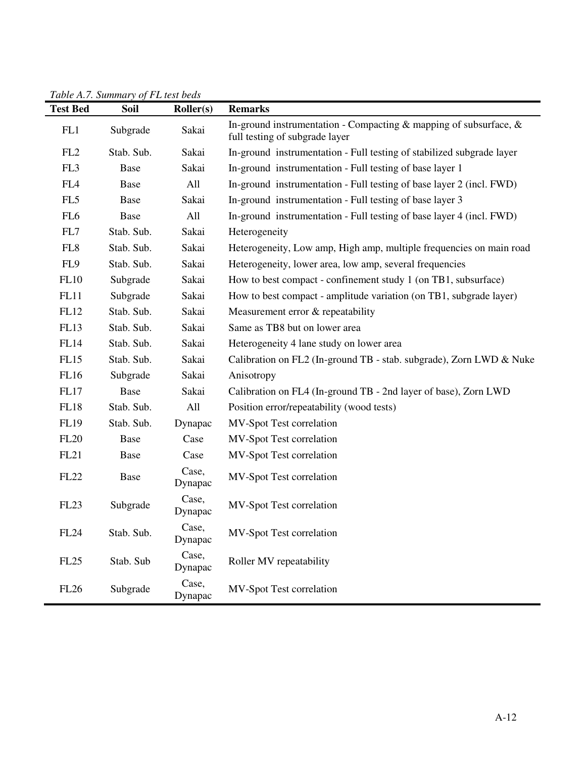*Table A.7. Summary of FL test beds*

| Test Bed | Soil | Roller(s) | Remarks |
|---|---|---|---|
| FL1 | Subgrade | Sakai | In-ground instrumentation - Compacting & mapping of subsurface, & full testing of subgrade layer |
| FL2 | Stab. Sub. | Sakai | In-ground instrumentation - Full testing of stabilized subgrade layer |
| FL3 | Base | Sakai | In-ground instrumentation - Full testing of base layer 1 |
| FL4 | Base | All | In-ground instrumentation - Full testing of base layer 2 (incl. FWD) |
| FL5 | Base | Sakai | In-ground instrumentation - Full testing of base layer 3 |
| FL6 | Base | All | In-ground instrumentation - Full testing of base layer 4 (incl. FWD) |
| FL7 | Stab. Sub. | Sakai | Heterogeneity |
| FL8 | Stab. Sub. | Sakai | Heterogeneity, Low amp, High amp, multiple frequencies on main road |
| FL9 | Stab. Sub. | Sakai | Heterogeneity, lower area, low amp, several frequencies |
| FL10 | Subgrade | Sakai | How to best compact - confinement study 1 (on TB1, subsurface) |
| FL11 | Subgrade | Sakai | How to best compact - amplitude variation (on TB1, subgrade layer) |
| FL12 | Stab. Sub. | Sakai | Measurement error & repeatability |
| FL13 | Stab. Sub. | Sakai | Same as TB8 but on lower area |
| FL14 | Stab. Sub. | Sakai | Heterogeneity 4 lane study on lower area |
| FL15 | Stab. Sub. | Sakai | Calibration on FL2 (In-ground TB - stab. subgrade), Zorn LWD & Nuke |
| FL16 | Subgrade | Sakai | Anisotropy |
| FL17 | Base | Sakai | Calibration on FL4 (In-ground TB - 2nd layer of base), Zorn LWD |
| FL18 | Stab. Sub. | All | Position error/repeatability (wood tests) |
| FL19 | Stab. Sub. | Dynapac | MV-Spot Test correlation |
| FL20 | Base | Case | MV-Spot Test correlation |
| FL21 | Base | Case | MV-Spot Test correlation |
| FL22 | Base | Case, Dynapac | MV-Spot Test correlation |
| FL23 | Subgrade | Case, Dynapac | MV-Spot Test correlation |
| FL24 | Stab. Sub. | Case, Dynapac | MV-Spot Test correlation |
| FL25 | Stab. Sub | Case, Dynapac | Roller MV repeatability |
| FL26 | Subgrade | Case, Dynapac | MV-Spot Test correlation |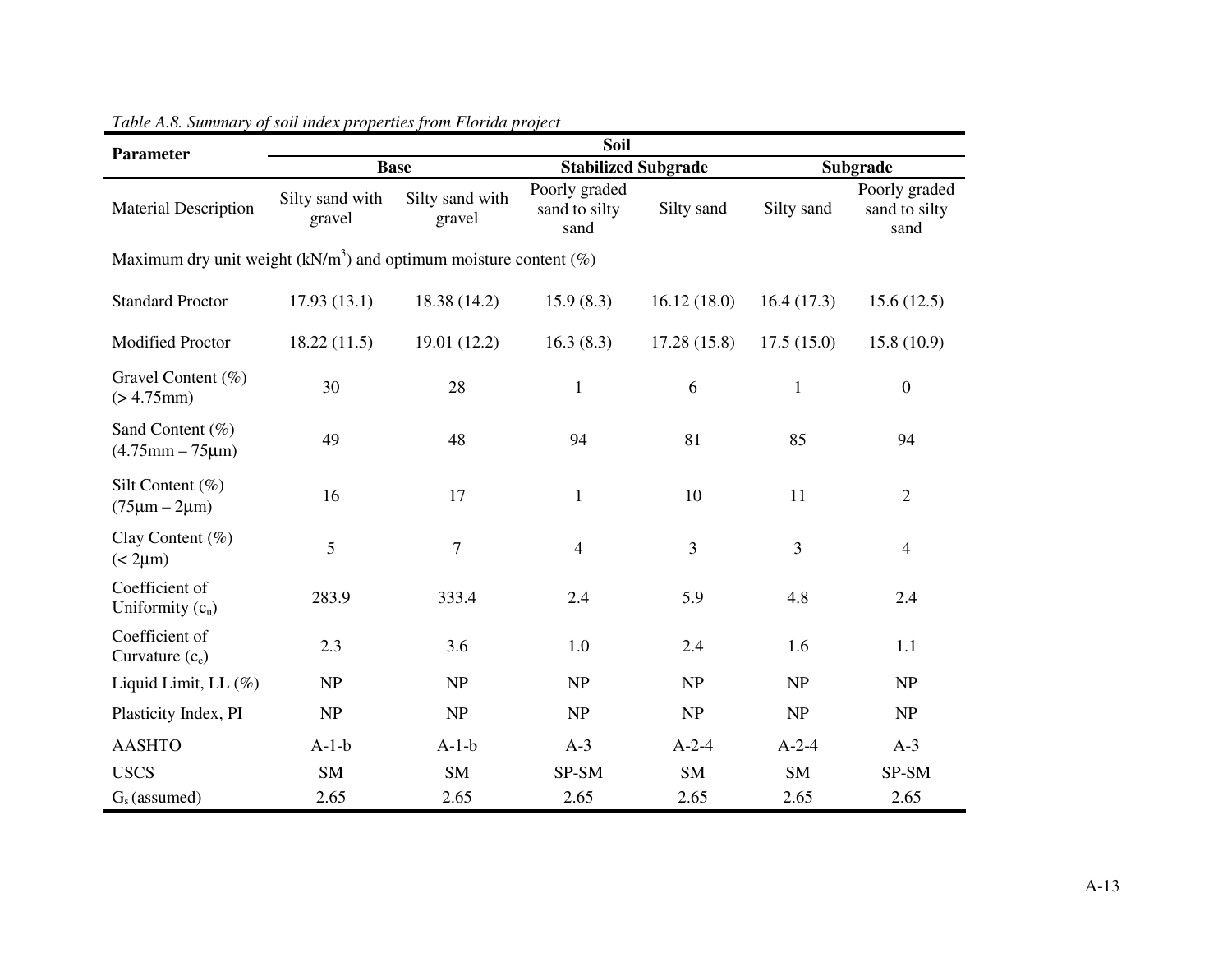*Table A.8. Summary of soil index properties from Florida project*

| Parameter | Soil | | | | | |
|---|---|---|---|---|---|---|
| | Base | | Stabilized Subgrade | | Subgrade | |
| Material Description | Silty sand with gravel | Silty sand with gravel | Poorly graded sand to silty sand | Silty sand | Silty sand | Poorly graded sand to silty sand |
| Maximum dry unit weight (kN/m$^3$) and optimum moisture content (%) | | | | | | |
| Standard Proctor | 17.93 (13.1) | 18.38 (14.2) | 15.9 (8.3) | 16.12 (18.0) | 16.4 (17.3) | 15.6 (12.5) |
| Modified Proctor | 18.22 (11.5) | 19.01 (12.2) | 16.3 (8.3) | 17.28 (15.8) | 17.5 (15.0) | 15.8 (10.9) |
| Gravel Content (%) (> 4.75mm) | 30 | 28 | 1 | 6 | 1 | 0 |
| Sand Content (%) (4.75mm – 75μm) | 49 | 48 | 94 | 81 | 85 | 94 |
| Silt Content (%) (75μm – 2μm) | 16 | 17 | 1 | 10 | 11 | 2 |
| Clay Content (%) (< 2μm) | 5 | 7 | 4 | 3 | 3 | 4 |
| Coefficient of Uniformity ($c_u$) | 283.9 | 333.4 | 2.4 | 5.9 | 4.8 | 2.4 |
| Coefficient of Curvature ($c_c$) | 2.3 | 3.6 | 1.0 | 2.4 | 1.6 | 1.1 |
| Liquid Limit, LL (%) | NP | NP | NP | NP | NP | NP |
| Plasticity Index, PI | NP | NP | NP | NP | NP | NP |
| AASHTO | A-1-b | A-1-b | A-3 | A-2-4 | A-2-4 | A-3 |
| USCS | SM | SM | SP-SM | SM | SM | SP-SM |
| $G_s$ (assumed) | 2.65 | 2.65 | 2.65 | 2.65 | 2.65 | 2.65 |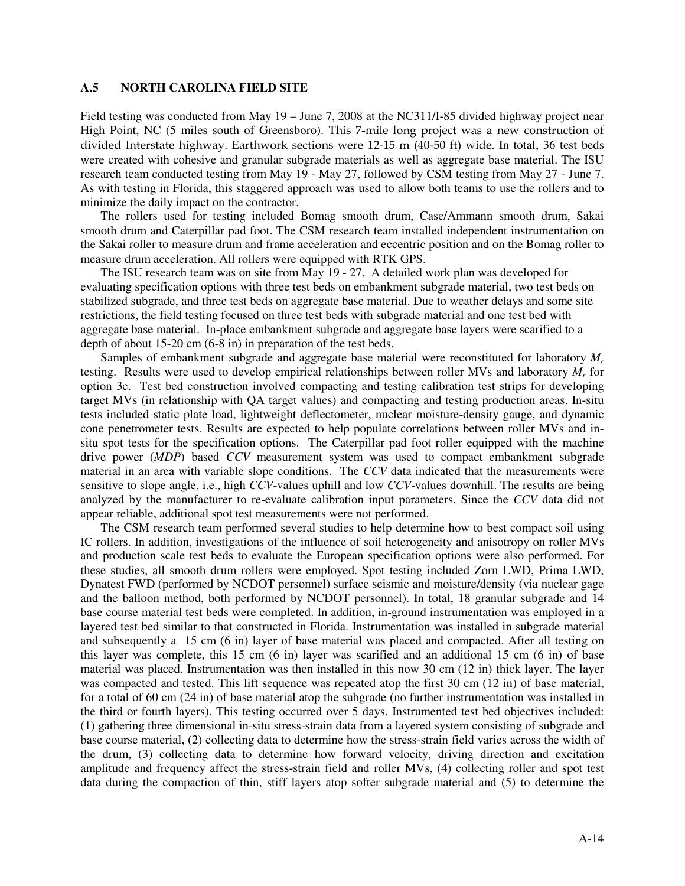## A.5 NORTH CAROLINA FIELD SITE

Field testing was conducted from May 19 – June 7, 2008 at the NC311/I-85 divided highway project near High Point, NC (5 miles south of Greensboro). This 7-mile long project was a new construction of divided Interstate highway. Earthwork sections were 12-15 m (40-50 ft) wide. In total, 36 test beds were created with cohesive and granular subgrade materials as well as aggregate base material. The ISU research team conducted testing from May 19 - May 27, followed by CSM testing from May 27 - June 7. As with testing in Florida, this staggered approach was used to allow both teams to use the rollers and to minimize the daily impact on the contractor.

The rollers used for testing included Bomag smooth drum, Case/Ammann smooth drum, Sakai smooth drum and Caterpillar pad foot. The CSM research team installed independent instrumentation on the Sakai roller to measure drum and frame acceleration and eccentric position and on the Bomag roller to measure drum acceleration. All rollers were equipped with RTK GPS.

The ISU research team was on site from May 19 - 27. A detailed work plan was developed for evaluating specification options with three test beds on embankment subgrade material, two test beds on stabilized subgrade, and three test beds on aggregate base material. Due to weather delays and some site restrictions, the field testing focused on three test beds with subgrade material and one test bed with aggregate base material. In-place embankment subgrade and aggregate base layers were scarified to a depth of about 15-20 cm (6-8 in) in preparation of the test beds.

Samples of embankment subgrade and aggregate base material were reconstituted for laboratory $M_r$ testing. Results were used to develop empirical relationships between roller MVs and laboratory $M_r$ for option 3c. Test bed construction involved compacting and testing calibration test strips for developing target MVs (in relationship with QA target values) and compacting and testing production areas. In-situ tests included static plate load, lightweight deflectometer, nuclear moisture-density gauge, and dynamic cone penetrometer tests. Results are expected to help populate correlations between roller MVs and in-situ spot tests for the specification options. The Caterpillar pad foot roller equipped with the machine drive power (*MDP*) based *CCV* measurement system was used to compact embankment subgrade material in an area with variable slope conditions. The *CCV* data indicated that the measurements were sensitive to slope angle, i.e., high *CCV*-values uphill and low *CCV*-values downhill. The results are being analyzed by the manufacturer to re-evaluate calibration input parameters. Since the *CCV* data did not appear reliable, additional spot test measurements were not performed.

The CSM research team performed several studies to help determine how to best compact soil using IC rollers. In addition, investigations of the influence of soil heterogeneity and anisotropy on roller MVs and production scale test beds to evaluate the European specification options were also performed. For these studies, all smooth drum rollers were employed. Spot testing included Zorn LWD, Prima LWD, Dynatest FWD (performed by NCDOT personnel) surface seismic and moisture/density (via nuclear gage and the balloon method, both performed by NCDOT personnel). In total, 18 granular subgrade and 14 base course material test beds were completed. In addition, in-ground instrumentation was employed in a layered test bed similar to that constructed in Florida. Instrumentation was installed in subgrade material and subsequently a 15 cm (6 in) layer of base material was placed and compacted. After all testing on this layer was complete, this 15 cm (6 in) layer was scarified and an additional 15 cm (6 in) of base material was placed. Instrumentation was then installed in this now 30 cm (12 in) thick layer. The layer was compacted and tested. This lift sequence was repeated atop the first 30 cm (12 in) of base material, for a total of 60 cm (24 in) of base material atop the subgrade (no further instrumentation was installed in the third or fourth layers). This testing occurred over 5 days. Instrumented test bed objectives included: (1) gathering three dimensional in-situ stress-strain data from a layered system consisting of subgrade and base course material, (2) collecting data to determine how the stress-strain field varies across the width of the drum, (3) collecting data to determine how forward velocity, driving direction and excitation amplitude and frequency affect the stress-strain field and roller MVs, (4) collecting roller and spot test data during the compaction of thin, stiff layers atop softer subgrade material and (5) to determine the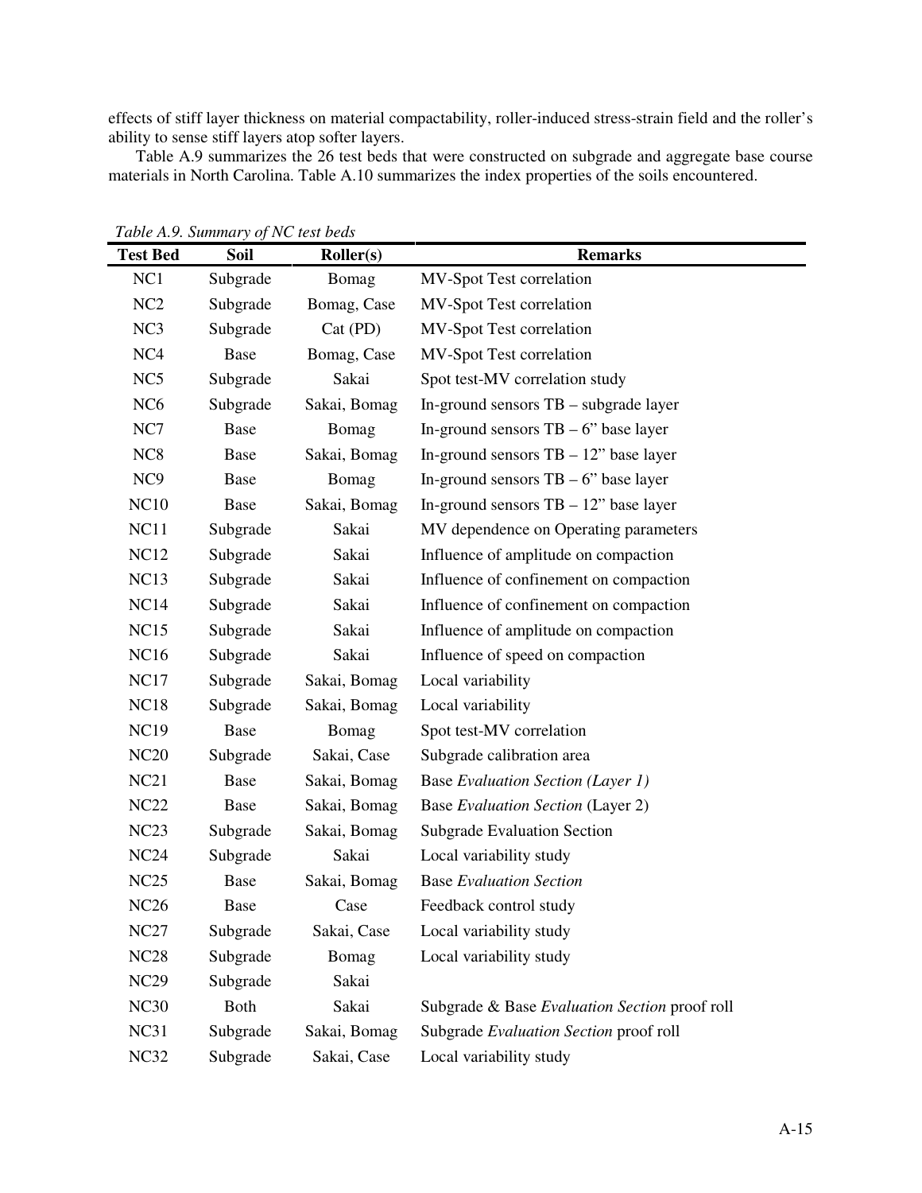effects of stiff layer thickness on material compactability, roller-induced stress-strain field and the roller's ability to sense stiff layers atop softer layers.

Table A.9 summarizes the 26 test beds that were constructed on subgrade and aggregate base course materials in North Carolina. Table A.10 summarizes the index properties of the soils encountered.

*Table A.9. Summary of NC test beds*

| Test Bed | Soil | Roller(s) | Remarks |
|---|---|---|---|
| NC1 | Subgrade | Bomag | MV-Spot Test correlation |
| NC2 | Subgrade | Bomag, Case | MV-Spot Test correlation |
| NC3 | Subgrade | Cat (PD) | MV-Spot Test correlation |
| NC4 | Base | Bomag, Case | MV-Spot Test correlation |
| NC5 | Subgrade | Sakai | Spot test-MV correlation study |
| NC6 | Subgrade | Sakai, Bomag | In-ground sensors TB – subgrade layer |
| NC7 | Base | Bomag | In-ground sensors TB – 6" base layer |
| NC8 | Base | Sakai, Bomag | In-ground sensors TB – 12" base layer |
| NC9 | Base | Bomag | In-ground sensors TB – 6" base layer |
| NC10 | Base | Sakai, Bomag | In-ground sensors TB – 12" base layer |
| NC11 | Subgrade | Sakai | MV dependence on Operating parameters |
| NC12 | Subgrade | Sakai | Influence of amplitude on compaction |
| NC13 | Subgrade | Sakai | Influence of confinement on compaction |
| NC14 | Subgrade | Sakai | Influence of confinement on compaction |
| NC15 | Subgrade | Sakai | Influence of amplitude on compaction |
| NC16 | Subgrade | Sakai | Influence of speed on compaction |
| NC17 | Subgrade | Sakai, Bomag | Local variability |
| NC18 | Subgrade | Sakai, Bomag | Local variability |
| NC19 | Base | Bomag | Spot test-MV correlation |
| NC20 | Subgrade | Sakai, Case | Subgrade calibration area |
| NC21 | Base | Sakai, Bomag | Base *Evaluation Section (Layer 1)* |
| NC22 | Base | Sakai, Bomag | Base *Evaluation Section* (Layer 2) |
| NC23 | Subgrade | Sakai, Bomag | Subgrade Evaluation Section |
| NC24 | Subgrade | Sakai | Local variability study |
| NC25 | Base | Sakai, Bomag | Base *Evaluation Section* |
| NC26 | Base | Case | Feedback control study |
| NC27 | Subgrade | Sakai, Case | Local variability study |
| NC28 | Subgrade | Bomag | Local variability study |
| NC29 | Subgrade | Sakai | |
| NC30 | Both | Sakai | Subgrade & Base *Evaluation Section* proof roll |
| NC31 | Subgrade | Sakai, Bomag | Subgrade *Evaluation Section* proof roll |
| NC32 | Subgrade | Sakai, Case | Local variability study |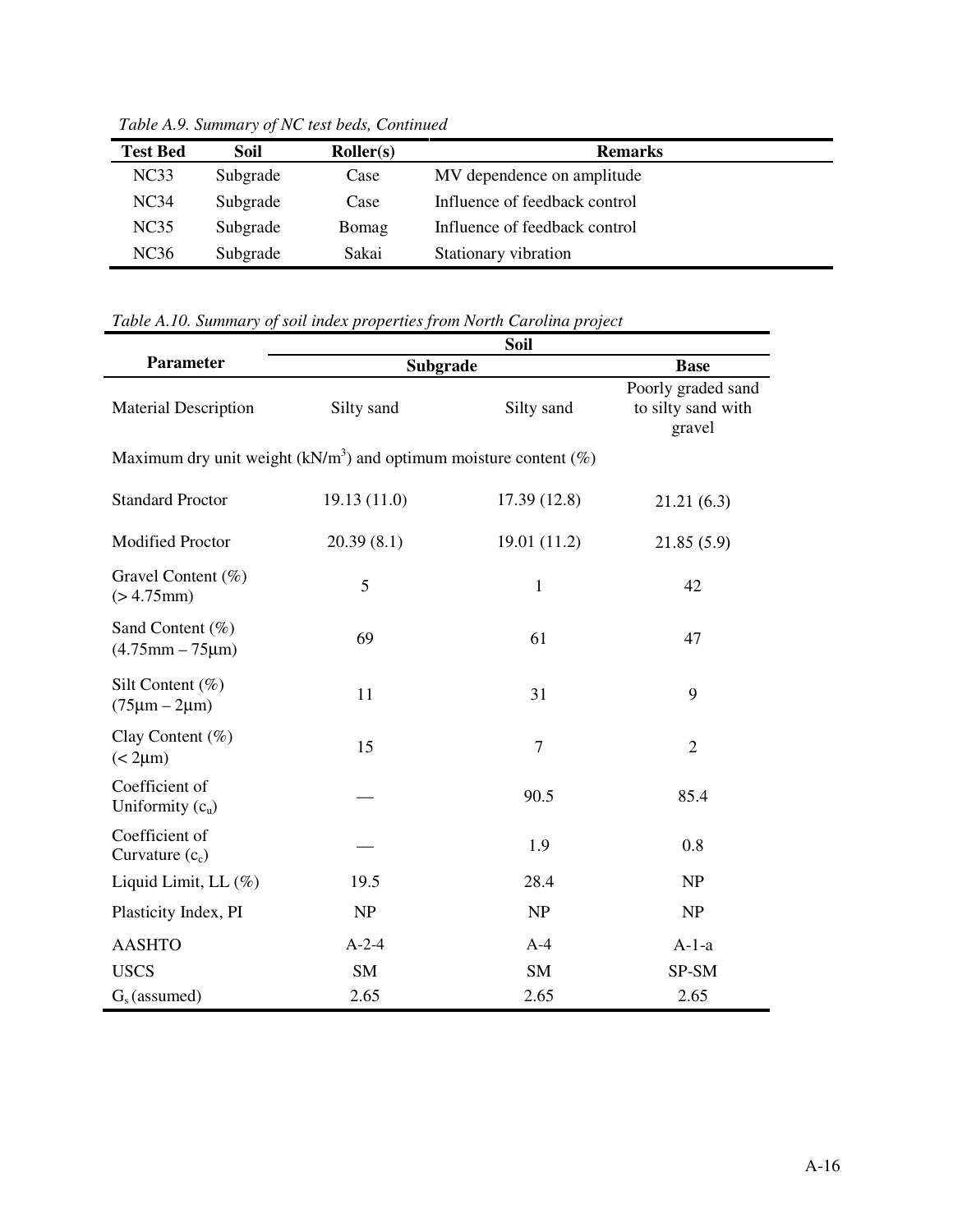*Table A.9. Summary of NC test beds, Continued*

| Test Bed | Soil | Roller(s) | Remarks |
|---|---|---|---|
| NC33 | Subgrade | Case | MV dependence on amplitude |
| NC34 | Subgrade | Case | Influence of feedback control |
| NC35 | Subgrade | Bomag | Influence of feedback control |
| NC36 | Subgrade | Sakai | Stationary vibration |

*Table A.10. Summary of soil index properties from North Carolina project*

| Parameter | Soil | | |
|---|---|---|---|
| | Subgrade | | Base |
| Material Description | Silty sand | Silty sand | Poorly graded sand to silty sand with gravel |
| Maximum dry unit weight ($kN/m^3$) and optimum moisture content (%) | | | |
| Standard Proctor | 19.13 (11.0) | 17.39 (12.8) | 21.21 (6.3) |
| Modified Proctor | 20.39 (8.1) | 19.01 (11.2) | 21.85 (5.9) |
| Gravel Content (%) (> 4.75mm) | 5 | 1 | 42 |
| Sand Content (%) (4.75mm – 75μm) | 69 | 61 | 47 |
| Silt Content (%) (75μm – 2μm) | 11 | 31 | 9 |
| Clay Content (%) (< 2μm) | 15 | 7 | 2 |
| Coefficient of Uniformity ($c_u$) | — | 90.5 | 85.4 |
| Coefficient of Curvature ($c_c$) | — | 1.9 | 0.8 |
| Liquid Limit, LL (%) | 19.5 | 28.4 | NP |
| Plasticity Index, PI | NP | NP | NP |
| AASHTO | A-2-4 | A-4 | A-1-a |
| USCS | SM | SM | SP-SM |
| $G_s$ (assumed) | 2.65 | 2.65 | 2.65 |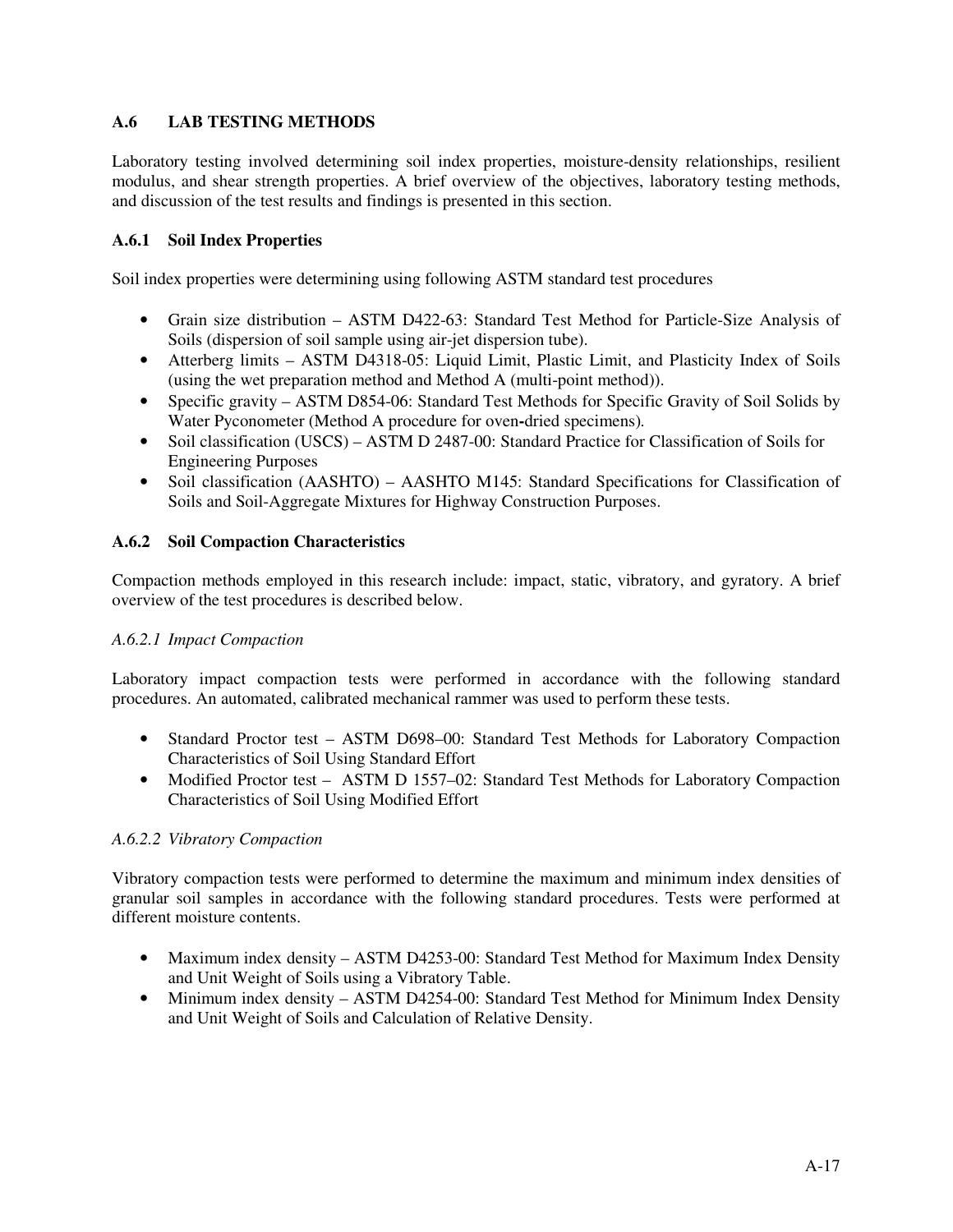## A.6 LAB TESTING METHODS

Laboratory testing involved determining soil index properties, moisture-density relationships, resilient modulus, and shear strength properties. A brief overview of the objectives, laboratory testing methods, and discussion of the test results and findings is presented in this section.

### A.6.1 Soil Index Properties

Soil index properties were determining using following ASTM standard test procedures

- Grain size distribution – ASTM D422-63: Standard Test Method for Particle-Size Analysis of Soils (dispersion of soil sample using air-jet dispersion tube).
- Atterberg limits – ASTM D4318-05: Liquid Limit, Plastic Limit, and Plasticity Index of Soils (using the wet preparation method and Method A (multi-point method)).
- Specific gravity – ASTM D854-06: Standard Test Methods for Specific Gravity of Soil Solids by Water Pyconometer (Method A procedure for oven-dried specimens).
- Soil classification (USCS) – ASTM D 2487-00: Standard Practice for Classification of Soils for Engineering Purposes
- Soil classification (AASHTO) – AASHTO M145: Standard Specifications for Classification of Soils and Soil-Aggregate Mixtures for Highway Construction Purposes.

### A.6.2 Soil Compaction Characteristics

Compaction methods employed in this research include: impact, static, vibratory, and gyratory. A brief overview of the test procedures is described below.

#### *A.6.2.1 Impact Compaction*

Laboratory impact compaction tests were performed in accordance with the following standard procedures. An automated, calibrated mechanical rammer was used to perform these tests.

- Standard Proctor test – ASTM D698–00: Standard Test Methods for Laboratory Compaction Characteristics of Soil Using Standard Effort
- Modified Proctor test – ASTM D 1557–02: Standard Test Methods for Laboratory Compaction Characteristics of Soil Using Modified Effort

#### *A.6.2.2 Vibratory Compaction*

Vibratory compaction tests were performed to determine the maximum and minimum index densities of granular soil samples in accordance with the following standard procedures. Tests were performed at different moisture contents.

- Maximum index density – ASTM D4253-00: Standard Test Method for Maximum Index Density and Unit Weight of Soils using a Vibratory Table.
- Minimum index density – ASTM D4254-00: Standard Test Method for Minimum Index Density and Unit Weight of Soils and Calculation of Relative Density.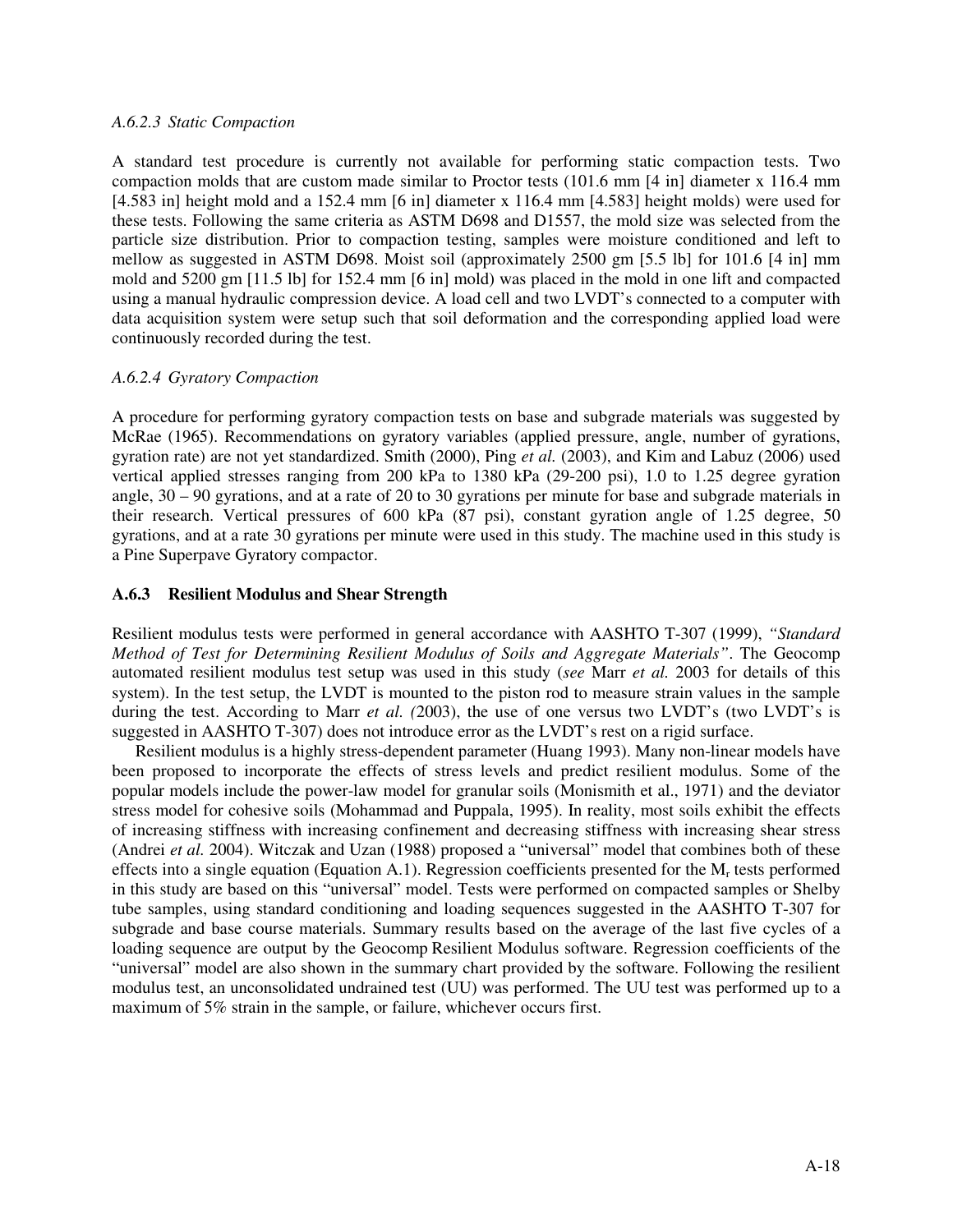#### *A.6.2.3 Static Compaction*

A standard test procedure is currently not available for performing static compaction tests. Two compaction molds that are custom made similar to Proctor tests (101.6 mm [4 in] diameter x 116.4 mm [4.583 in] height mold and a 152.4 mm [6 in] diameter x 116.4 mm [4.583] height molds) were used for these tests. Following the same criteria as ASTM D698 and D1557, the mold size was selected from the particle size distribution. Prior to compaction testing, samples were moisture conditioned and left to mellow as suggested in ASTM D698. Moist soil (approximately 2500 gm [5.5 lb] for 101.6 [4 in] mm mold and 5200 gm [11.5 lb] for 152.4 mm [6 in] mold) was placed in the mold in one lift and compacted using a manual hydraulic compression device. A load cell and two LVDT's connected to a computer with data acquisition system were setup such that soil deformation and the corresponding applied load were continuously recorded during the test.

#### *A.6.2.4 Gyratory Compaction*

A procedure for performing gyratory compaction tests on base and subgrade materials was suggested by McRae (1965). Recommendations on gyratory variables (applied pressure, angle, number of gyrations, gyration rate) are not yet standardized. Smith (2000), Ping *et al.* (2003), and Kim and Labuz (2006) used vertical applied stresses ranging from 200 kPa to 1380 kPa (29-200 psi), 1.0 to 1.25 degree gyration angle, 30 – 90 gyrations, and at a rate of 20 to 30 gyrations per minute for base and subgrade materials in their research. Vertical pressures of 600 kPa (87 psi), constant gyration angle of 1.25 degree, 50 gyrations, and at a rate 30 gyrations per minute were used in this study. The machine used in this study is a Pine Superpave Gyratory compactor.

### **A.6.3 Resilient Modulus and Shear Strength**

Resilient modulus tests were performed in general accordance with AASHTO T-307 (1999), *"Standard Method of Test for Determining Resilient Modulus of Soils and Aggregate Materials"*. The Geocomp automated resilient modulus test setup was used in this study (*see* Marr *et al.* 2003 for details of this system). In the test setup, the LVDT is mounted to the piston rod to measure strain values in the sample during the test. According to Marr *et al. (*2003), the use of one versus two LVDT's (two LVDT's is suggested in AASHTO T-307) does not introduce error as the LVDT's rest on a rigid surface.

Resilient modulus is a highly stress-dependent parameter (Huang 1993). Many non-linear models have been proposed to incorporate the effects of stress levels and predict resilient modulus. Some of the popular models include the power-law model for granular soils (Monismith et al., 1971) and the deviator stress model for cohesive soils (Mohammad and Puppala, 1995). In reality, most soils exhibit the effects of increasing stiffness with increasing confinement and decreasing stiffness with increasing shear stress (Andrei *et al.* 2004). Witczak and Uzan (1988) proposed a "universal" model that combines both of these effects into a single equation (Equation A.1). Regression coefficients presented for the $M_r$ tests performed in this study are based on this "universal" model. Tests were performed on compacted samples or Shelby tube samples, using standard conditioning and loading sequences suggested in the AASHTO T-307 for subgrade and base course materials. Summary results based on the average of the last five cycles of a loading sequence are output by the Geocomp Resilient Modulus software. Regression coefficients of the "universal" model are also shown in the summary chart provided by the software. Following the resilient modulus test, an unconsolidated undrained test (UU) was performed. The UU test was performed up to a maximum of 5% strain in the sample, or failure, whichever occurs first.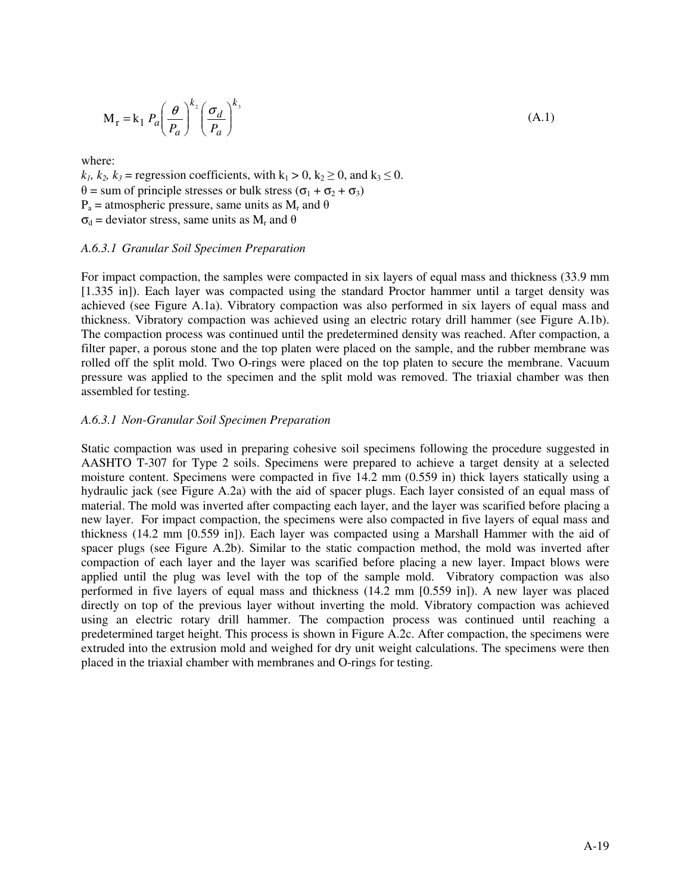$$M_r = k_1 P_a \left( \frac{\theta}{P_a} \right)^{k_2} \left( \frac{\sigma_d}{P_a} \right)^{k_3} \tag{A.1}$$

where:

$k_1$, $k_2$, $k_3$ = regression coefficients, with $k_1 > 0$, $k_2 \geq 0$, and $k_3 \leq 0$.

$\theta$ = sum of principle stresses or bulk stress ($\sigma_1 + \sigma_2 + \sigma_3$)

$P_a$ = atmospheric pressure, same units as $M_r$ and $\theta$

$\sigma_d$ = deviator stress, same units as $M_r$ and $\theta$

### *A.6.3.1 Granular Soil Specimen Preparation*

For impact compaction, the samples were compacted in six layers of equal mass and thickness (33.9 mm [1.335 in]). Each layer was compacted using the standard Proctor hammer until a target density was achieved (see Figure A.1a). Vibratory compaction was also performed in six layers of equal mass and thickness. Vibratory compaction was achieved using an electric rotary drill hammer (see Figure A.1b). The compaction process was continued until the predetermined density was reached. After compaction, a filter paper, a porous stone and the top platen were placed on the sample, and the rubber membrane was rolled off the split mold. Two O-rings were placed on the top platen to secure the membrane. Vacuum pressure was applied to the specimen and the split mold was removed. The triaxial chamber was then assembled for testing.

### *A.6.3.1 Non-Granular Soil Specimen Preparation*

Static compaction was used in preparing cohesive soil specimens following the procedure suggested in AASHTO T-307 for Type 2 soils. Specimens were prepared to achieve a target density at a selected moisture content. Specimens were compacted in five 14.2 mm (0.559 in) thick layers statically using a hydraulic jack (see Figure A.2a) with the aid of spacer plugs. Each layer consisted of an equal mass of material. The mold was inverted after compacting each layer, and the layer was scarified before placing a new layer. For impact compaction, the specimens were also compacted in five layers of equal mass and thickness (14.2 mm [0.559 in]). Each layer was compacted using a Marshall Hammer with the aid of spacer plugs (see Figure A.2b). Similar to the static compaction method, the mold was inverted after compaction of each layer and the layer was scarified before placing a new layer. Impact blows were applied until the plug was level with the top of the sample mold. Vibratory compaction was also performed in five layers of equal mass and thickness (14.2 mm [0.559 in]). A new layer was placed directly on top of the previous layer without inverting the mold. Vibratory compaction was achieved using an electric rotary drill hammer. The compaction process was continued until reaching a predetermined target height. This process is shown in Figure A.2c. After compaction, the specimens were extruded into the extrusion mold and weighed for dry unit weight calculations. The specimens were then placed in the triaxial chamber with membranes and O-rings for testing.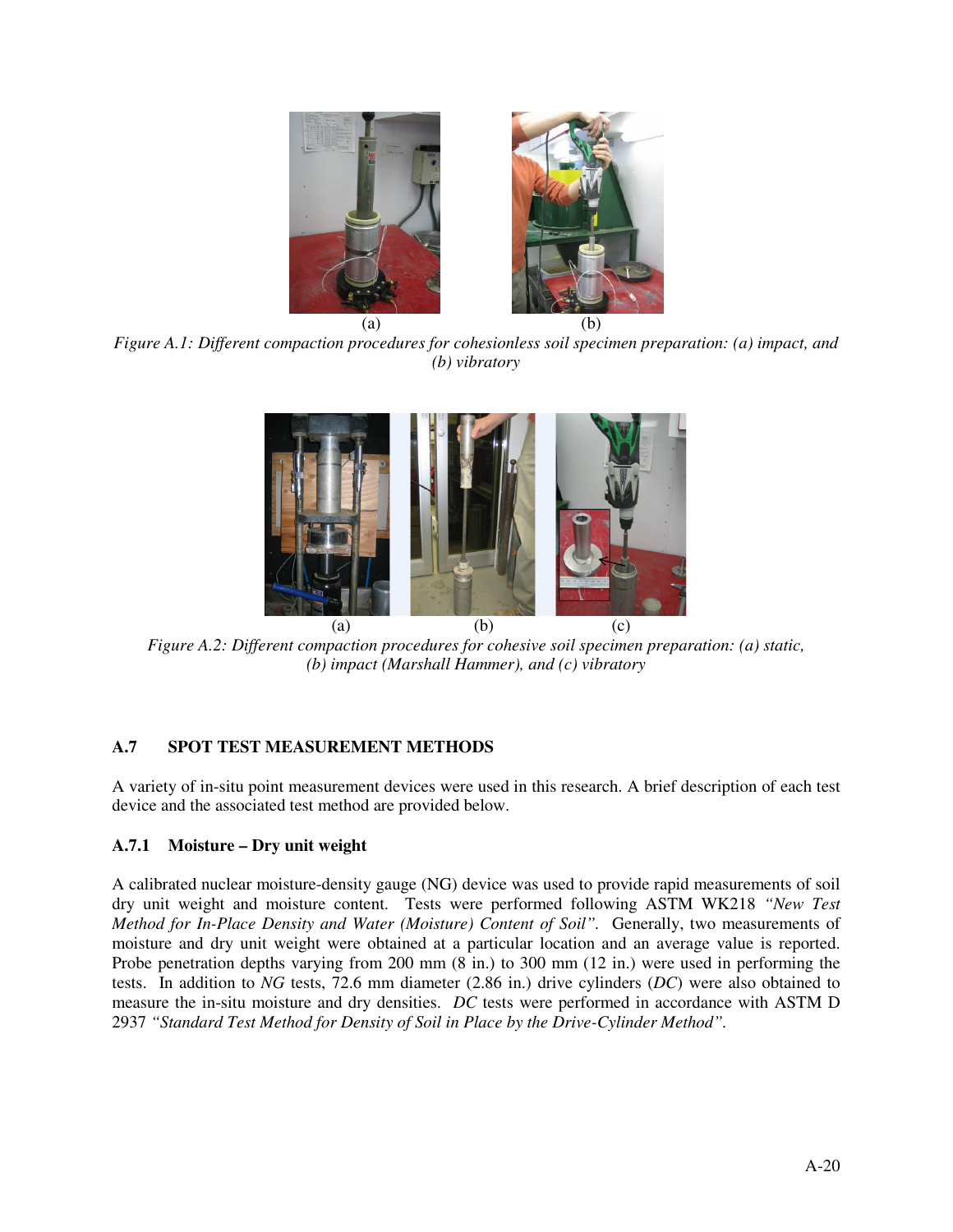(a) (b)

*Figure A.1: Different compaction procedures for cohesionless soil specimen preparation: (a) impact, and (b) vibratory*

(a) (b) (c)

*Figure A.2: Different compaction procedures for cohesive soil specimen preparation: (a) static, (b) impact (Marshall Hammer), and (c) vibratory*

## A.7 SPOT TEST MEASUREMENT METHODS

A variety of in-situ point measurement devices were used in this research. A brief description of each test device and the associated test method are provided below.

### A.7.1 Moisture – Dry unit weight

A calibrated nuclear moisture-density gauge (NG) device was used to provide rapid measurements of soil dry unit weight and moisture content. Tests were performed following ASTM WK218 *"New Test Method for In-Place Density and Water (Moisture) Content of Soil"*. Generally, two measurements of moisture and dry unit weight were obtained at a particular location and an average value is reported. Probe penetration depths varying from 200 mm (8 in.) to 300 mm (12 in.) were used in performing the tests. In addition to *NG* tests, 72.6 mm diameter (2.86 in.) drive cylinders (*DC*) were also obtained to measure the in-situ moisture and dry densities. *DC* tests were performed in accordance with ASTM D 2937 *"Standard Test Method for Density of Soil in Place by the Drive-Cylinder Method"*.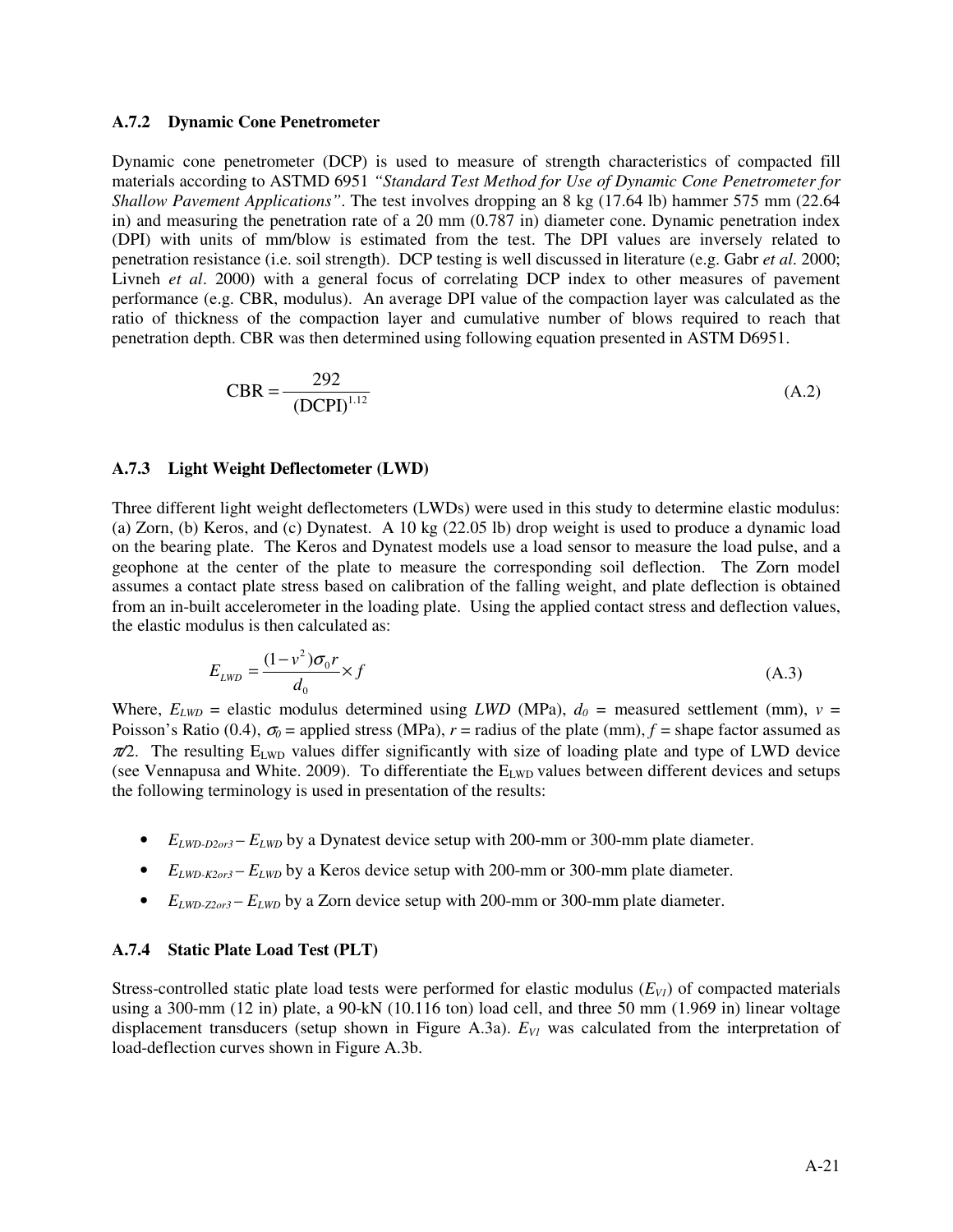### A.7.2 Dynamic Cone Penetrometer

Dynamic cone penetrometer (DCP) is used to measure of strength characteristics of compacted fill materials according to ASTMD 6951 *"Standard Test Method for Use of Dynamic Cone Penetrometer for Shallow Pavement Applications"*. The test involves dropping an 8 kg (17.64 lb) hammer 575 mm (22.64 in) and measuring the penetration rate of a 20 mm (0.787 in) diameter cone. Dynamic penetration index (DPI) with units of mm/blow is estimated from the test. The DPI values are inversely related to penetration resistance (i.e. soil strength). DCP testing is well discussed in literature (e.g. Gabr *et al*. 2000; Livneh *et al*. 2000) with a general focus of correlating DCP index to other measures of pavement performance (e.g. CBR, modulus). An average DPI value of the compaction layer was calculated as the ratio of thickness of the compaction layer and cumulative number of blows required to reach that penetration depth. CBR was then determined using following equation presented in ASTM D6951.

$$\text{CBR} = \frac{292}{(\text{DCPI})^{1.12}} \tag{A.2}$$

### A.7.3 Light Weight Deflectometer (LWD)

Three different light weight deflectometers (LWDs) were used in this study to determine elastic modulus: (a) Zorn, (b) Keros, and (c) Dynatest. A 10 kg (22.05 lb) drop weight is used to produce a dynamic load on the bearing plate. The Keros and Dynatest models use a load sensor to measure the load pulse, and a geophone at the center of the plate to measure the corresponding soil deflection. The Zorn model assumes a contact plate stress based on calibration of the falling weight, and plate deflection is obtained from an in-built accelerometer in the loading plate. Using the applied contact stress and deflection values, the elastic modulus is then calculated as:

$$E_{LWD} = \frac{(1-v^2)\sigma_0 r}{d_0} \times f \tag{A.3}$$

Where, $E_{LWD}$ = elastic modulus determined using *LWD* (MPa), $d_0$ = measured settlement (mm), $v$ = Poisson's Ratio (0.4), $\sigma_0$ = applied stress (MPa), $r$ = radius of the plate (mm), $f$ = shape factor assumed as $\pi/2$. The resulting $E_{LWD}$ values differ significantly with size of loading plate and type of LWD device (see Vennapusa and White. 2009). To differentiate the $E_{LWD}$ values between different devices and setups the following terminology is used in presentation of the results:

- $E_{LWD\text{-}D2or3}$ – $E_{LWD}$ by a Dynatest device setup with 200-mm or 300-mm plate diameter.
- $E_{LWD\text{-}K2or3}$ – $E_{LWD}$ by a Keros device setup with 200-mm or 300-mm plate diameter.
- $E_{LWD\text{-}Z2or3}$ – $E_{LWD}$ by a Zorn device setup with 200-mm or 300-mm plate diameter.

### A.7.4 Static Plate Load Test (PLT)

Stress-controlled static plate load tests were performed for elastic modulus ($E_{V1}$) of compacted materials using a 300-mm (12 in) plate, a 90-kN (10.116 ton) load cell, and three 50 mm (1.969 in) linear voltage displacement transducers (setup shown in Figure A.3a). $E_{V1}$ was calculated from the interpretation of load-deflection curves shown in Figure A.3b.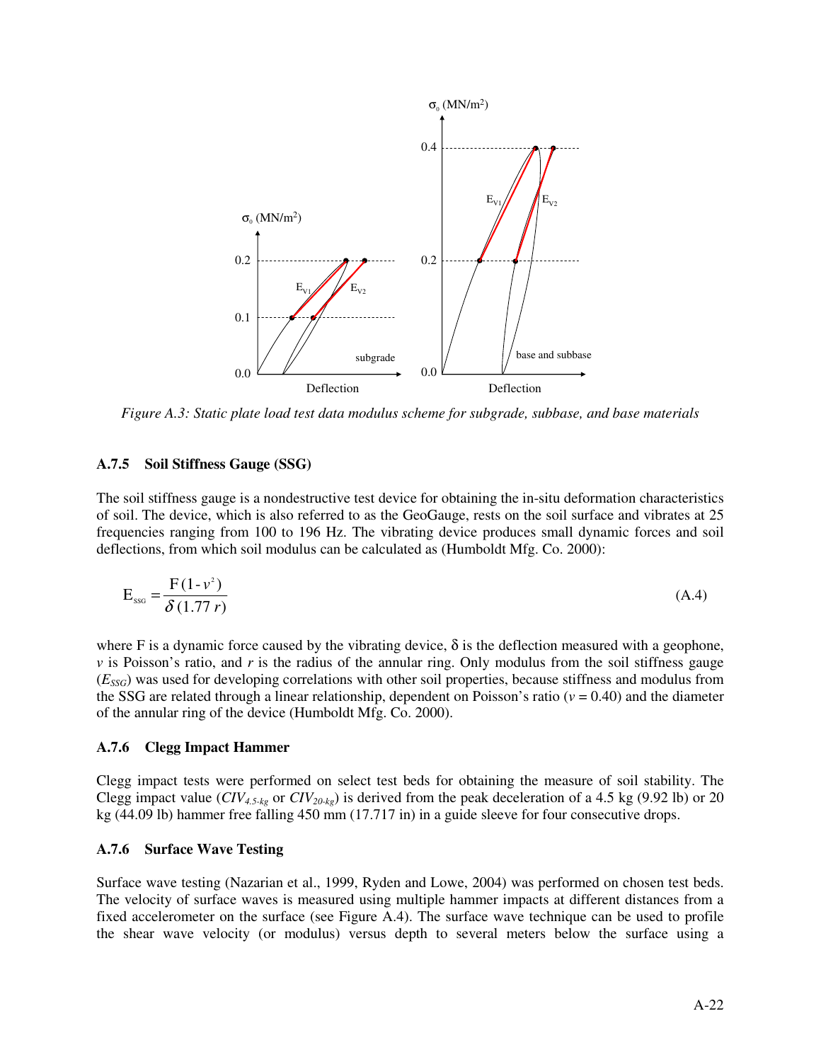Figure A.3: Static plate load test data modulus scheme for subgrade, subbase, and base materials

### A.7.5 Soil Stiffness Gauge (SSG)

The soil stiffness gauge is a nondestructive test device for obtaining the in-situ deformation characteristics of soil. The device, which is also referred to as the GeoGauge, rests on the soil surface and vibrates at 25 frequencies ranging from 100 to 196 Hz. The vibrating device produces small dynamic forces and soil deflections, from which soil modulus can be calculated as (Humboldt Mfg. Co. 2000):

$$E_{SSG} = \frac{F(1-v^2)}{\delta\,(1.77\,r)} \tag{A.4}$$

where F is a dynamic force caused by the vibrating device, $\delta$ is the deflection measured with a geophone, $v$ is Poisson's ratio, and $r$ is the radius of the annular ring. Only modulus from the soil stiffness gauge ($E_{SSG}$) was used for developing correlations with other soil properties, because stiffness and modulus from the SSG are related through a linear relationship, dependent on Poisson's ratio ($v = 0.40$) and the diameter of the annular ring of the device (Humboldt Mfg. Co. 2000).

### A.7.6 Clegg Impact Hammer

Clegg impact tests were performed on select test beds for obtaining the measure of soil stability. The Clegg impact value ($CIV_{4.5\text{-}kg}$ or $CIV_{20\text{-}kg}$) is derived from the peak deceleration of a 4.5 kg (9.92 lb) or 20 kg (44.09 lb) hammer free falling 450 mm (17.717 in) in a guide sleeve for four consecutive drops.

### A.7.6 Surface Wave Testing

Surface wave testing (Nazarian et al., 1999, Ryden and Lowe, 2004) was performed on chosen test beds. The velocity of surface waves is measured using multiple hammer impacts at different distances from a fixed accelerometer on the surface (see Figure A.4). The surface wave technique can be used to profile the shear wave velocity (or modulus) versus depth to several meters below the surface using a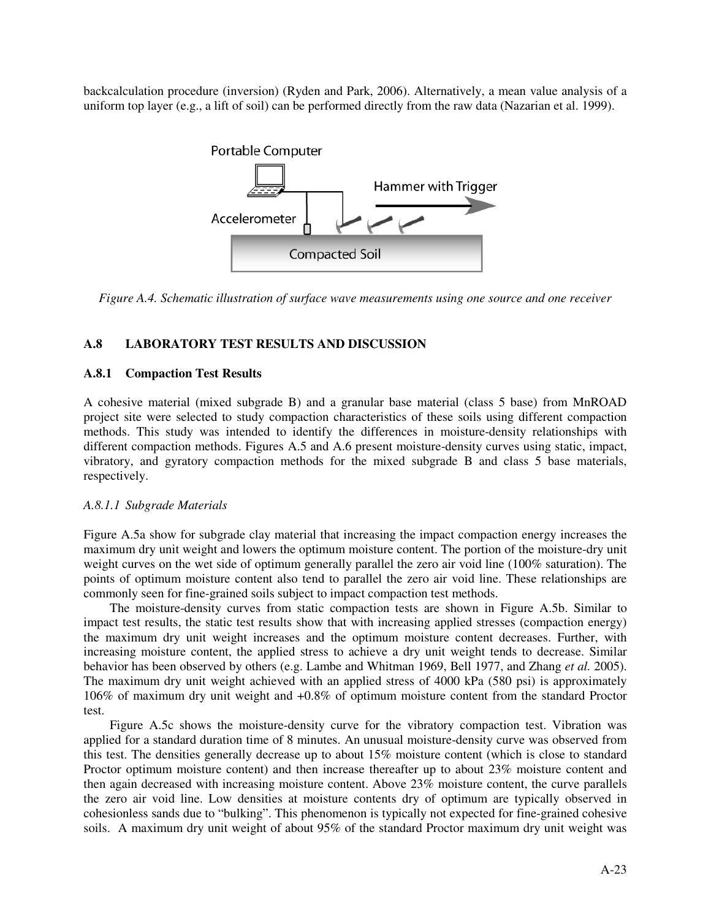backcalculation procedure (inversion) (Ryden and Park, 2006). Alternatively, a mean value analysis of a uniform top layer (e.g., a lift of soil) can be performed directly from the raw data (Nazarian et al. 1999).

*Figure A.4. Schematic illustration of surface wave measurements using one source and one receiver*

## A.8 LABORATORY TEST RESULTS AND DISCUSSION

### A.8.1 Compaction Test Results

A cohesive material (mixed subgrade B) and a granular base material (class 5 base) from MnROAD project site were selected to study compaction characteristics of these soils using different compaction methods. This study was intended to identify the differences in moisture-density relationships with different compaction methods. Figures A.5 and A.6 present moisture-density curves using static, impact, vibratory, and gyratory compaction methods for the mixed subgrade B and class 5 base materials, respectively.

#### *A.8.1.1 Subgrade Materials*

Figure A.5a show for subgrade clay material that increasing the impact compaction energy increases the maximum dry unit weight and lowers the optimum moisture content. The portion of the moisture-dry unit weight curves on the wet side of optimum generally parallel the zero air void line (100% saturation). The points of optimum moisture content also tend to parallel the zero air void line. These relationships are commonly seen for fine-grained soils subject to impact compaction test methods.

The moisture-density curves from static compaction tests are shown in Figure A.5b. Similar to impact test results, the static test results show that with increasing applied stresses (compaction energy) the maximum dry unit weight increases and the optimum moisture content decreases. Further, with increasing moisture content, the applied stress to achieve a dry unit weight tends to decrease. Similar behavior has been observed by others (e.g. Lambe and Whitman 1969, Bell 1977, and Zhang *et al.* 2005). The maximum dry unit weight achieved with an applied stress of 4000 kPa (580 psi) is approximately 106% of maximum dry unit weight and +0.8% of optimum moisture content from the standard Proctor test.

Figure A.5c shows the moisture-density curve for the vibratory compaction test. Vibration was applied for a standard duration time of 8 minutes. An unusual moisture-density curve was observed from this test. The densities generally decrease up to about 15% moisture content (which is close to standard Proctor optimum moisture content) and then increase thereafter up to about 23% moisture content and then again decreased with increasing moisture content. Above 23% moisture content, the curve parallels the zero air void line. Low densities at moisture contents dry of optimum are typically observed in cohesionless sands due to "bulking". This phenomenon is typically not expected for fine-grained cohesive soils. A maximum dry unit weight of about 95% of the standard Proctor maximum dry unit weight was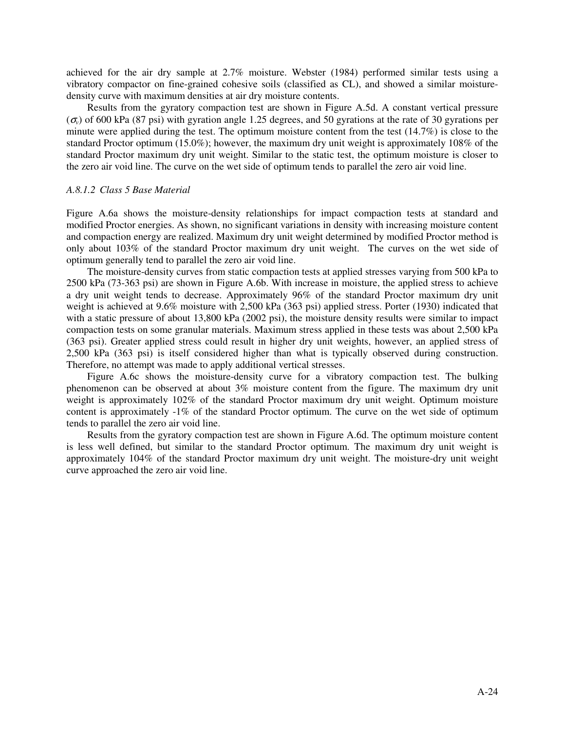achieved for the air dry sample at 2.7% moisture. Webster (1984) performed similar tests using a vibratory compactor on fine-grained cohesive soils (classified as CL), and showed a similar moisture-density curve with maximum densities at air dry moisture contents.

Results from the gyratory compaction test are shown in Figure A.5d. A constant vertical pressure ($\sigma_v$) of 600 kPa (87 psi) with gyration angle 1.25 degrees, and 50 gyrations at the rate of 30 gyrations per minute were applied during the test. The optimum moisture content from the test (14.7%) is close to the standard Proctor optimum (15.0%); however, the maximum dry unit weight is approximately 108% of the standard Proctor maximum dry unit weight. Similar to the static test, the optimum moisture is closer to the zero air void line. The curve on the wet side of optimum tends to parallel the zero air void line.

#### *A.8.1.2 Class 5 Base Material*

Figure A.6a shows the moisture-density relationships for impact compaction tests at standard and modified Proctor energies. As shown, no significant variations in density with increasing moisture content and compaction energy are realized. Maximum dry unit weight determined by modified Proctor method is only about 103% of the standard Proctor maximum dry unit weight. The curves on the wet side of optimum generally tend to parallel the zero air void line.

The moisture-density curves from static compaction tests at applied stresses varying from 500 kPa to 2500 kPa (73-363 psi) are shown in Figure A.6b. With increase in moisture, the applied stress to achieve a dry unit weight tends to decrease. Approximately 96% of the standard Proctor maximum dry unit weight is achieved at 9.6% moisture with 2,500 kPa (363 psi) applied stress. Porter (1930) indicated that with a static pressure of about 13,800 kPa (2002 psi), the moisture density results were similar to impact compaction tests on some granular materials. Maximum stress applied in these tests was about 2,500 kPa (363 psi). Greater applied stress could result in higher dry unit weights, however, an applied stress of 2,500 kPa (363 psi) is itself considered higher than what is typically observed during construction. Therefore, no attempt was made to apply additional vertical stresses.

Figure A.6c shows the moisture-density curve for a vibratory compaction test. The bulking phenomenon can be observed at about 3% moisture content from the figure. The maximum dry unit weight is approximately 102% of the standard Proctor maximum dry unit weight. Optimum moisture content is approximately -1% of the standard Proctor optimum. The curve on the wet side of optimum tends to parallel the zero air void line.

Results from the gyratory compaction test are shown in Figure A.6d. The optimum moisture content is less well defined, but similar to the standard Proctor optimum. The maximum dry unit weight is approximately 104% of the standard Proctor maximum dry unit weight. The moisture-dry unit weight curve approached the zero air void line.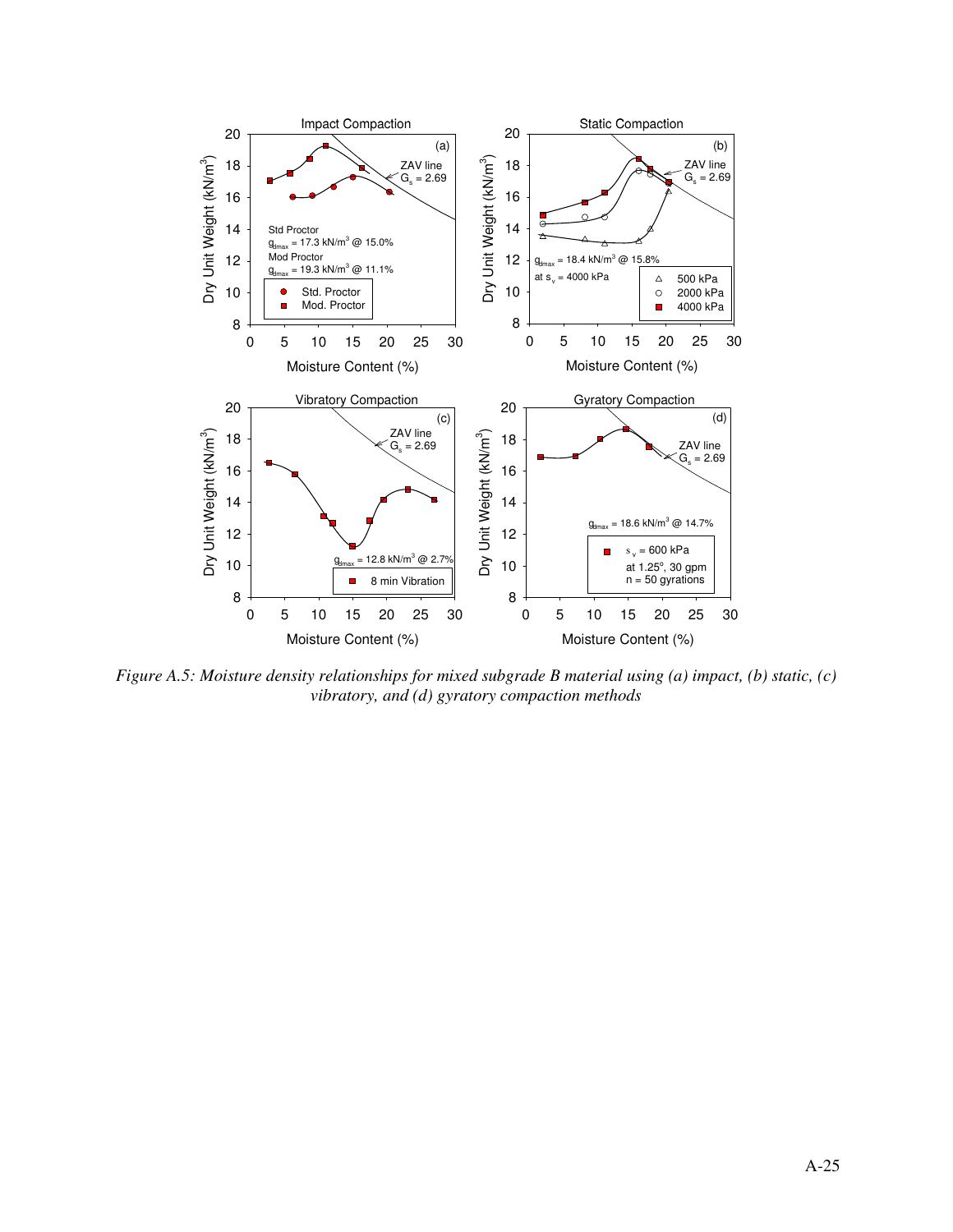*Figure A.5: Moisture density relationships for mixed subgrade B material using (a) impact, (b) static, (c) vibratory, and (d) gyratory compaction methods*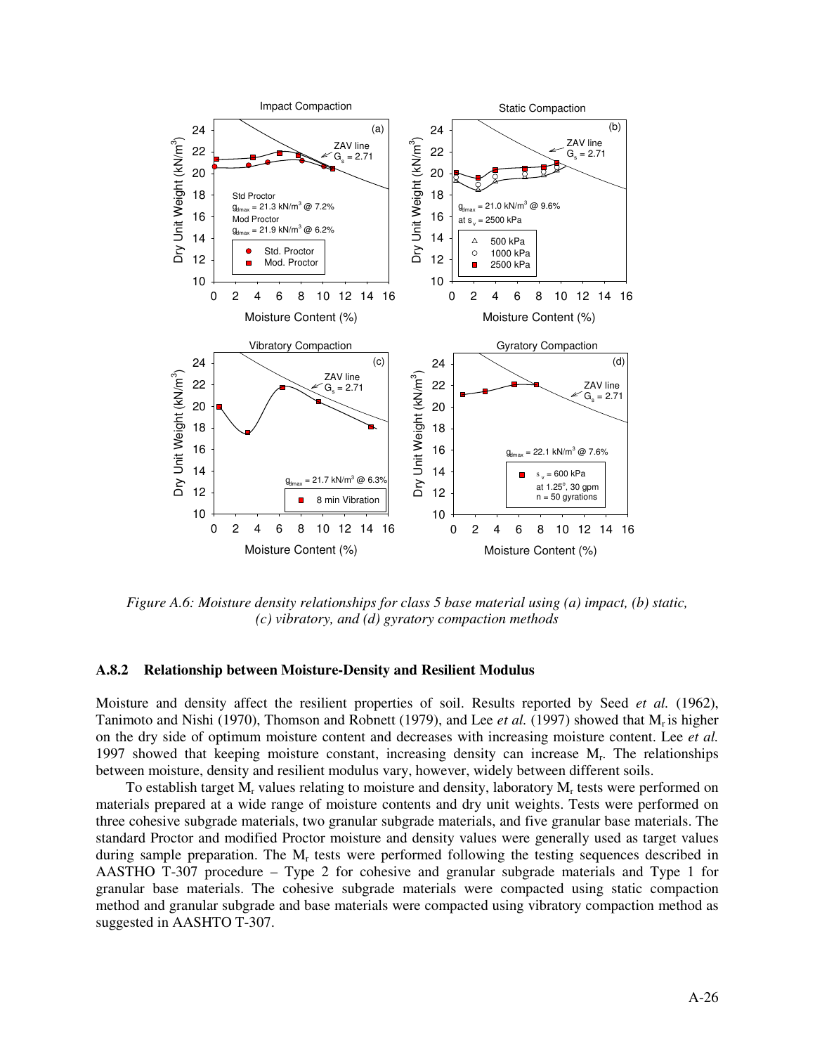*Figure A.6: Moisture density relationships for class 5 base material using (a) impact, (b) static, (c) vibratory, and (d) gyratory compaction methods*

### A.8.2 Relationship between Moisture-Density and Resilient Modulus

Moisture and density affect the resilient properties of soil. Results reported by Seed *et al.* (1962), Tanimoto and Nishi (1970), Thomson and Robnett (1979), and Lee *et al.* (1997) showed that $M_r$ is higher on the dry side of optimum moisture content and decreases with increasing moisture content. Lee *et al.* 1997 showed that keeping moisture constant, increasing density can increase $M_r$. The relationships between moisture, density and resilient modulus vary, however, widely between different soils.

To establish target $M_r$ values relating to moisture and density, laboratory $M_r$ tests were performed on materials prepared at a wide range of moisture contents and dry unit weights. Tests were performed on three cohesive subgrade materials, two granular subgrade materials, and five granular base materials. The standard Proctor and modified Proctor moisture and density values were generally used as target values during sample preparation. The $M_r$ tests were performed following the testing sequences described in AASTHO T-307 procedure – Type 2 for cohesive and granular subgrade materials and Type 1 for granular base materials. The cohesive subgrade materials were compacted using static compaction method and granular subgrade and base materials were compacted using vibratory compaction method as suggested in AASHTO T-307.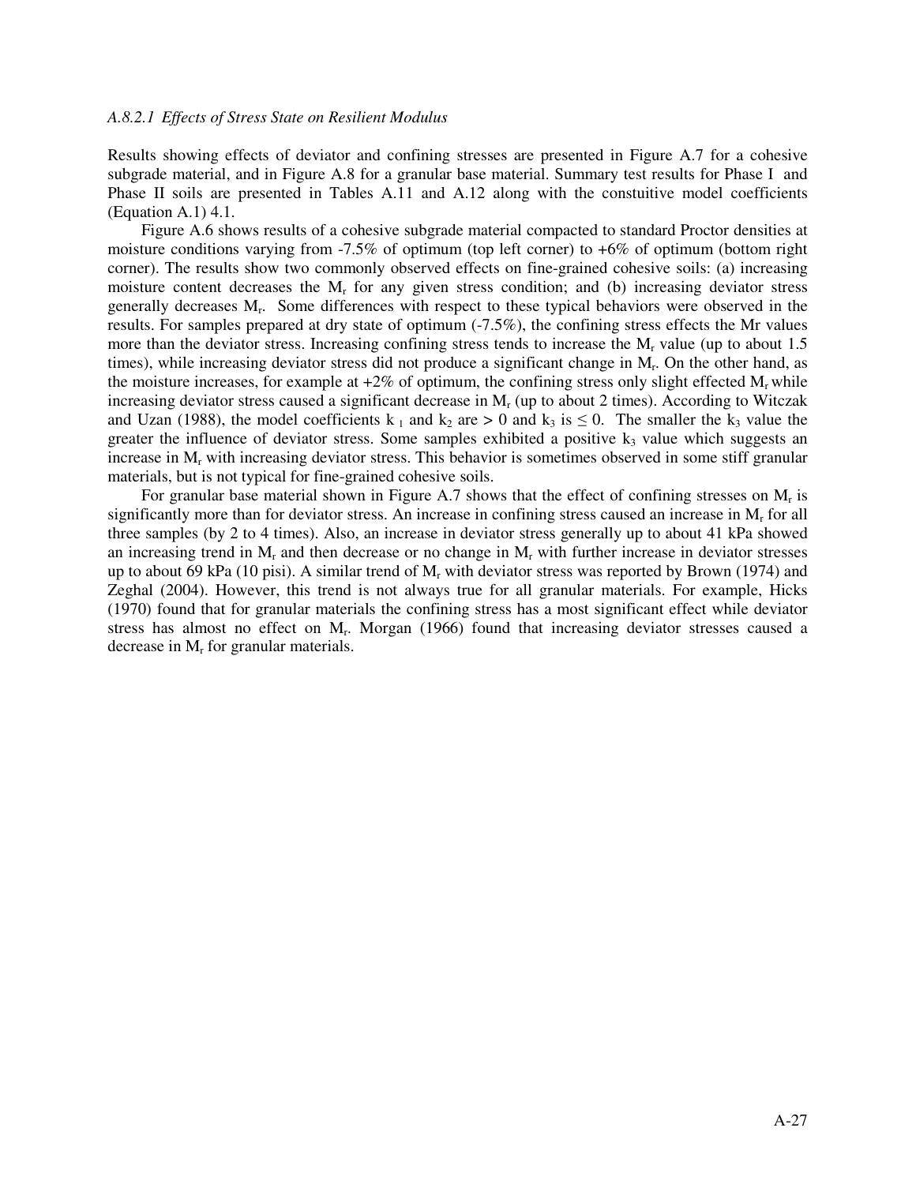*A.8.2.1 Effects of Stress State on Resilient Modulus*

Results showing effects of deviator and confining stresses are presented in Figure A.7 for a cohesive subgrade material, and in Figure A.8 for a granular base material. Summary test results for Phase I and Phase II soils are presented in Tables A.11 and A.12 along with the constuitive model coefficients (Equation A.1) 4.1.

Figure A.6 shows results of a cohesive subgrade material compacted to standard Proctor densities at moisture conditions varying from -7.5% of optimum (top left corner) to +6% of optimum (bottom right corner). The results show two commonly observed effects on fine-grained cohesive soils: (a) increasing moisture content decreases the $M_r$ for any given stress condition; and (b) increasing deviator stress generally decreases $M_r$. Some differences with respect to these typical behaviors were observed in the results. For samples prepared at dry state of optimum (-7.5%), the confining stress effects the Mr values more than the deviator stress. Increasing confining stress tends to increase the $M_r$ value (up to about 1.5 times), while increasing deviator stress did not produce a significant change in $M_r$. On the other hand, as the moisture increases, for example at +2% of optimum, the confining stress only slight effected $M_r$ while increasing deviator stress caused a significant decrease in $M_r$ (up to about 2 times). According to Witczak and Uzan (1988), the model coefficients $k_1$ and $k_2$ are $> 0$ and $k_3$ is $\leq 0$. The smaller the $k_3$ value the greater the influence of deviator stress. Some samples exhibited a positive $k_3$ value which suggests an increase in $M_r$ with increasing deviator stress. This behavior is sometimes observed in some stiff granular materials, but is not typical for fine-grained cohesive soils.

For granular base material shown in Figure A.7 shows that the effect of confining stresses on $M_r$ is significantly more than for deviator stress. An increase in confining stress caused an increase in $M_r$ for all three samples (by 2 to 4 times). Also, an increase in deviator stress generally up to about 41 kPa showed an increasing trend in $M_r$ and then decrease or no change in $M_r$ with further increase in deviator stresses up to about 69 kPa (10 pisi). A similar trend of $M_r$ with deviator stress was reported by Brown (1974) and Zeghal (2004). However, this trend is not always true for all granular materials. For example, Hicks (1970) found that for granular materials the confining stress has a most significant effect while deviator stress has almost no effect on $M_r$. Morgan (1966) found that increasing deviator stresses caused a decrease in $M_r$ for granular materials.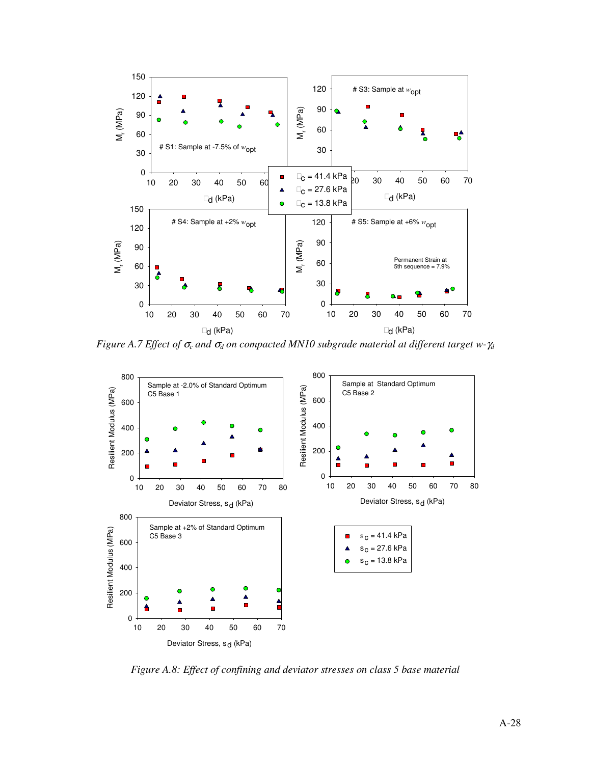Figure A.7 Effect of $\sigma_c$ and $\sigma_d$ on compacted MN10 subgrade material at different target $w$-$\gamma_d$

Figure A.8: Effect of confining and deviator stresses on class 5 base material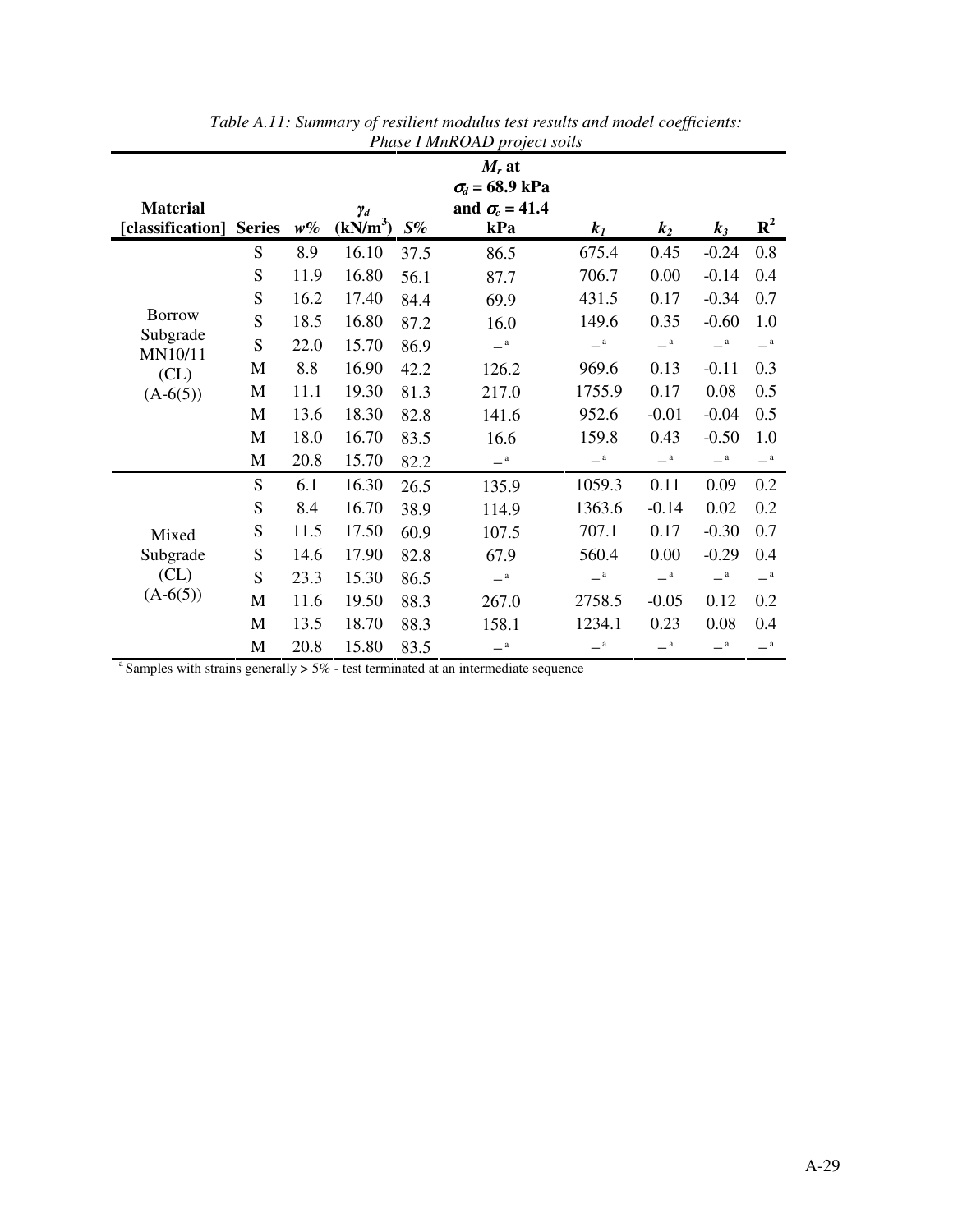*Table A.11: Summary of resilient modulus test results and model coefficients: Phase I MnROAD project soils*

| Material [classification] | Series | $w$% | $\gamma_d$ (kN/m$^3$) | $S$% | $M_r$ at $\sigma_d$ = 68.9 kPa and $\sigma_c$ = 41.4 kPa | $k_1$ | $k_2$ | $k_3$ | $R^2$ |
|---|---|---|---|---|---|---|---|---|---|
| Borrow Subgrade MN10/11 (CL) (A-6(5)) | S | 8.9 | 16.10 | 37.5 | 86.5 | 675.4 | 0.45 | -0.24 | 0.8 |
| | S | 11.9 | 16.80 | 56.1 | 87.7 | 706.7 | 0.00 | -0.14 | 0.4 |
| | S | 16.2 | 17.40 | 84.4 | 69.9 | 431.5 | 0.17 | -0.34 | 0.7 |
| | S | 18.5 | 16.80 | 87.2 | 16.0 | 149.6 | 0.35 | -0.60 | 1.0 |
| | S | 22.0 | 15.70 | 86.9 | –[a] | –[a] | –[a] | –[a] | –[a] |
| | M | 8.8 | 16.90 | 42.2 | 126.2 | 969.6 | 0.13 | -0.11 | 0.3 |
| | M | 11.1 | 19.30 | 81.3 | 217.0 | 1755.9 | 0.17 | 0.08 | 0.5 |
| | M | 13.6 | 18.30 | 82.8 | 141.6 | 952.6 | -0.01 | -0.04 | 0.5 |
| | M | 18.0 | 16.70 | 83.5 | 16.6 | 159.8 | 0.43 | -0.50 | 1.0 |
| | M | 20.8 | 15.70 | 82.2 | –[a] | –[a] | –[a] | –[a] | –[a] |
| Mixed Subgrade (CL) (A-6(5)) | S | 6.1 | 16.30 | 26.5 | 135.9 | 1059.3 | 0.11 | 0.09 | 0.2 |
| | S | 8.4 | 16.70 | 38.9 | 114.9 | 1363.6 | -0.14 | 0.02 | 0.2 |
| | S | 11.5 | 17.50 | 60.9 | 107.5 | 707.1 | 0.17 | -0.30 | 0.7 |
| | S | 14.6 | 17.90 | 82.8 | 67.9 | 560.4 | 0.00 | -0.29 | 0.4 |
| | S | 23.3 | 15.30 | 86.5 | –[a] | –[a] | –[a] | –[a] | –[a] |
| | M | 11.6 | 19.50 | 88.3 | 267.0 | 2758.5 | -0.05 | 0.12 | 0.2 |
| | M | 13.5 | 18.70 | 88.3 | 158.1 | 1234.1 | 0.23 | 0.08 | 0.4 |
| | M | 20.8 | 15.80 | 83.5 | –[a] | –[a] | –[a] | –[a] | –[a] |

[a] Samples with strains generally > 5% - test terminated at an intermediate sequence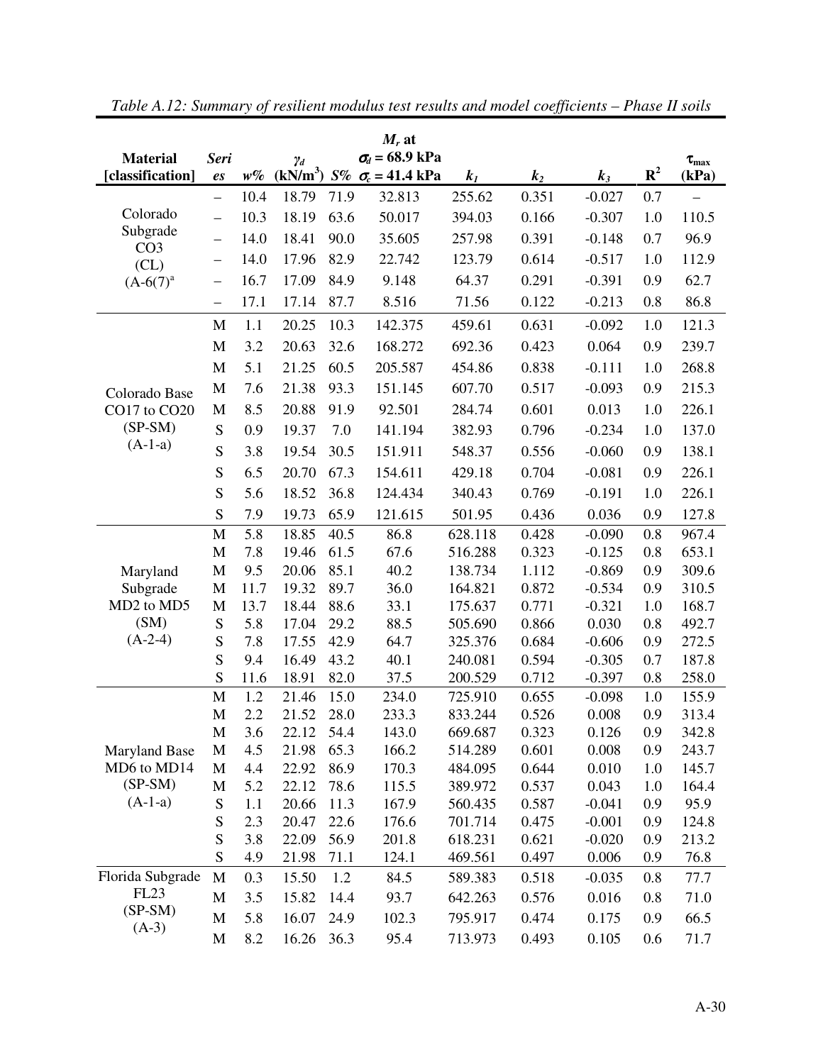*Table A.12: Summary of resilient modulus test results and model coefficients – Phase II soils*

| Material [classification] | Series | $w\%$ | $\gamma_d$ ($kN/m^3$) | $S\%$ | $M_r$ at $\sigma_d$ = 68.9 kPa $\sigma_c$ = 41.4 kPa | $k_1$ | $k_2$ | $k_3$ | $R^2$ | $\tau_{max}$ (kPa) |
|---|---|---|---|---|---|---|---|---|---|---|
| Colorado Subgrade CO3 (CL) (A-6(7)[a] | – | 10.4 | 18.79 | 71.9 | 32.813 | 255.62 | 0.351 | -0.027 | 0.7 | – |
| | – | 10.3 | 18.19 | 63.6 | 50.017 | 394.03 | 0.166 | -0.307 | 1.0 | 110.5 |
| | – | 14.0 | 18.41 | 90.0 | 35.605 | 257.98 | 0.391 | -0.148 | 0.7 | 96.9 |
| | – | 14.0 | 17.96 | 82.9 | 22.742 | 123.79 | 0.614 | -0.517 | 1.0 | 112.9 |
| | – | 16.7 | 17.09 | 84.9 | 9.148 | 64.37 | 0.291 | -0.391 | 0.9 | 62.7 |
| | – | 17.1 | 17.14 | 87.7 | 8.516 | 71.56 | 0.122 | -0.213 | 0.8 | 86.8 |
| Colorado Base CO17 to CO20 (SP-SM) (A-1-a) | M | 1.1 | 20.25 | 10.3 | 142.375 | 459.61 | 0.631 | -0.092 | 1.0 | 121.3 |
| | M | 3.2 | 20.63 | 32.6 | 168.272 | 692.36 | 0.423 | 0.064 | 0.9 | 239.7 |
| | M | 5.1 | 21.25 | 60.5 | 205.587 | 454.86 | 0.838 | -0.111 | 1.0 | 268.8 |
| | M | 7.6 | 21.38 | 93.3 | 151.145 | 607.70 | 0.517 | -0.093 | 0.9 | 215.3 |
| | M | 8.5 | 20.88 | 91.9 | 92.501 | 284.74 | 0.601 | 0.013 | 1.0 | 226.1 |
| | S | 0.9 | 19.37 | 7.0 | 141.194 | 382.93 | 0.796 | -0.234 | 1.0 | 137.0 |
| | S | 3.8 | 19.54 | 30.5 | 151.911 | 548.37 | 0.556 | -0.060 | 0.9 | 138.1 |
| | S | 6.5 | 20.70 | 67.3 | 154.611 | 429.18 | 0.704 | -0.081 | 0.9 | 226.1 |
| | S | 5.6 | 18.52 | 36.8 | 124.434 | 340.43 | 0.769 | -0.191 | 1.0 | 226.1 |
| | S | 7.9 | 19.73 | 65.9 | 121.615 | 501.95 | 0.436 | 0.036 | 0.9 | 127.8 |
| Maryland Subgrade MD2 to MD5 (SM) (A-2-4) | M | 5.8 | 18.85 | 40.5 | 86.8 | 628.118 | 0.428 | -0.090 | 0.8 | 967.4 |
| | M | 7.8 | 19.46 | 61.5 | 67.6 | 516.288 | 0.323 | -0.125 | 0.8 | 653.1 |
| | M | 9.5 | 20.06 | 85.1 | 40.2 | 138.734 | 1.112 | -0.869 | 0.9 | 309.6 |
| | M | 11.7 | 19.32 | 89.7 | 36.0 | 164.821 | 0.872 | -0.534 | 0.9 | 310.5 |
| | M | 13.7 | 18.44 | 88.6 | 33.1 | 175.637 | 0.771 | -0.321 | 1.0 | 168.7 |
| | S | 5.8 | 17.04 | 29.2 | 88.5 | 505.690 | 0.866 | 0.030 | 0.8 | 492.7 |
| | S | 7.8 | 17.55 | 42.9 | 64.7 | 325.376 | 0.684 | -0.606 | 0.9 | 272.5 |
| | S | 9.4 | 16.49 | 43.2 | 40.1 | 240.081 | 0.594 | -0.305 | 0.7 | 187.8 |
| | S | 11.6 | 18.91 | 82.0 | 37.5 | 200.529 | 0.712 | -0.397 | 0.8 | 258.0 |
| Maryland Base MD6 to MD14 (SP-SM) (A-1-a) | M | 1.2 | 21.46 | 15.0 | 234.0 | 725.910 | 0.655 | -0.098 | 1.0 | 155.9 |
| | M | 2.2 | 21.52 | 28.0 | 233.3 | 833.244 | 0.526 | 0.008 | 0.9 | 313.4 |
| | M | 3.6 | 22.12 | 54.4 | 143.0 | 669.687 | 0.323 | 0.126 | 0.9 | 342.8 |
| | M | 4.5 | 21.98 | 65.3 | 166.2 | 514.289 | 0.601 | 0.008 | 0.9 | 243.7 |
| | M | 4.4 | 22.92 | 86.9 | 170.3 | 484.095 | 0.644 | 0.010 | 1.0 | 145.7 |
| | M | 5.2 | 22.12 | 78.6 | 115.5 | 389.972 | 0.537 | 0.043 | 1.0 | 164.4 |
| | S | 1.1 | 20.66 | 11.3 | 167.9 | 560.435 | 0.587 | -0.041 | 0.9 | 95.9 |
| | S | 2.3 | 20.47 | 22.6 | 176.6 | 701.714 | 0.475 | -0.001 | 0.9 | 124.8 |
| | S | 3.8 | 22.09 | 56.9 | 201.8 | 618.231 | 0.621 | -0.020 | 0.9 | 213.2 |
| | S | 4.9 | 21.98 | 71.1 | 124.1 | 469.561 | 0.497 | 0.006 | 0.9 | 76.8 |
| Florida Subgrade FL23 (SP-SM) (A-3) | M | 0.3 | 15.50 | 1.2 | 84.5 | 589.383 | 0.518 | -0.035 | 0.8 | 77.7 |
| | M | 3.5 | 15.82 | 14.4 | 93.7 | 642.263 | 0.576 | 0.016 | 0.8 | 71.0 |
| | M | 5.8 | 16.07 | 24.9 | 102.3 | 795.917 | 0.474 | 0.175 | 0.9 | 66.5 |
| | M | 8.2 | 16.26 | 36.3 | 95.4 | 713.973 | 0.493 | 0.105 | 0.6 | 71.7 |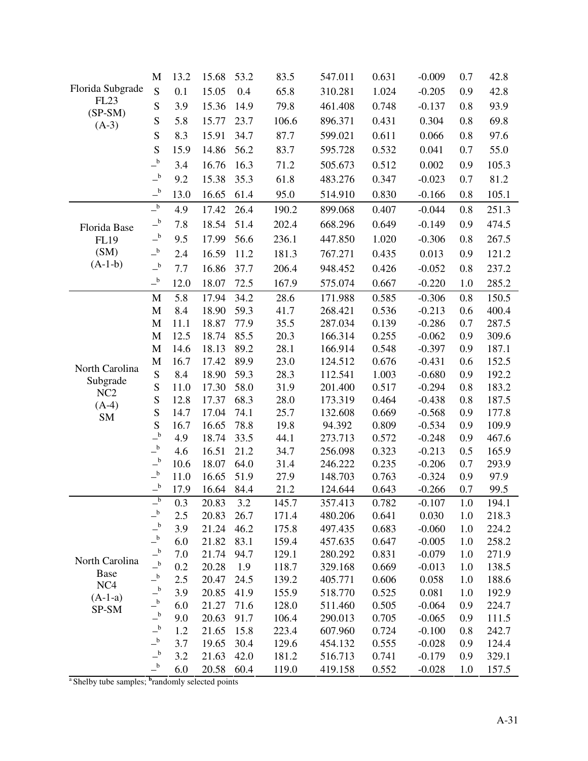| | | | | | | | | | | |
|---|---|---|---|---|---|---|---|---|---|---|
| Florida Subgrade FL23 (SP-SM) (A-3) | M | 13.2 | 15.68 | 53.2 | 83.5 | 547.011 | 0.631 | -0.009 | 0.7 | 42.8 |
| | S | 0.1 | 15.05 | 0.4 | 65.8 | 310.281 | 1.024 | -0.205 | 0.9 | 42.8 |
| | S | 3.9 | 15.36 | 14.9 | 79.8 | 461.408 | 0.748 | -0.137 | 0.8 | 93.9 |
| | S | 5.8 | 15.77 | 23.7 | 106.6 | 896.371 | 0.431 | 0.304 | 0.8 | 69.8 |
| | S | 8.3 | 15.91 | 34.7 | 87.7 | 599.021 | 0.611 | 0.066 | 0.8 | 97.6 |
| | S | 15.9 | 14.86 | 56.2 | 83.7 | 595.728 | 0.532 | 0.041 | 0.7 | 55.0 |
| | –[b] | 3.4 | 16.76 | 16.3 | 71.2 | 505.673 | 0.512 | 0.002 | 0.9 | 105.3 |
| | –[b] | 9.2 | 15.38 | 35.3 | 61.8 | 483.276 | 0.347 | -0.023 | 0.7 | 81.2 |
| | –[b] | 13.0 | 16.65 | 61.4 | 95.0 | 514.910 | 0.830 | -0.166 | 0.8 | 105.1 |
| Florida Base FL19 (SM) (A-1-b) | –[b] | 4.9 | 17.42 | 26.4 | 190.2 | 899.068 | 0.407 | -0.044 | 0.8 | 251.3 |
| | –[b] | 7.8 | 18.54 | 51.4 | 202.4 | 668.296 | 0.649 | -0.149 | 0.9 | 474.5 |
| | –[b] | 9.5 | 17.99 | 56.6 | 236.1 | 447.850 | 1.020 | -0.306 | 0.8 | 267.5 |
| | –[b] | 2.4 | 16.59 | 11.2 | 181.3 | 767.271 | 0.435 | 0.013 | 0.9 | 121.2 |
| | –[b] | 7.7 | 16.86 | 37.7 | 206.4 | 948.452 | 0.426 | -0.052 | 0.8 | 237.2 |
| | –[b] | 12.0 | 18.07 | 72.5 | 167.9 | 575.074 | 0.667 | -0.220 | 1.0 | 285.2 |
| North Carolina Subgrade NC2 (A-4) SM | M | 5.8 | 17.94 | 34.2 | 28.6 | 171.988 | 0.585 | -0.306 | 0.8 | 150.5 |
| | M | 8.4 | 18.90 | 59.3 | 41.7 | 268.421 | 0.536 | -0.213 | 0.6 | 400.4 |
| | M | 11.1 | 18.87 | 77.9 | 35.5 | 287.034 | 0.139 | -0.286 | 0.7 | 287.5 |
| | M | 12.5 | 18.74 | 85.5 | 20.3 | 166.314 | 0.255 | -0.062 | 0.9 | 309.6 |
| | M | 14.6 | 18.13 | 89.2 | 28.1 | 166.914 | 0.548 | -0.397 | 0.9 | 187.1 |
| | M | 16.7 | 17.42 | 89.9 | 23.0 | 124.512 | 0.676 | -0.431 | 0.6 | 152.5 |
| | S | 8.4 | 18.90 | 59.3 | 28.3 | 112.541 | 1.003 | -0.680 | 0.9 | 192.2 |
| | S | 11.0 | 17.30 | 58.0 | 31.9 | 201.400 | 0.517 | -0.294 | 0.8 | 183.2 |
| | S | 12.8 | 17.37 | 68.3 | 28.0 | 173.319 | 0.464 | -0.438 | 0.8 | 187.5 |
| | S | 14.7 | 17.04 | 74.1 | 25.7 | 132.608 | 0.669 | -0.568 | 0.9 | 177.8 |
| | S | 16.7 | 16.65 | 78.8 | 19.8 | 94.392 | 0.809 | -0.534 | 0.9 | 109.9 |
| | –[b] | 4.9 | 18.74 | 33.5 | 44.1 | 273.713 | 0.572 | -0.248 | 0.9 | 467.6 |
| | –[b] | 4.6 | 16.51 | 21.2 | 34.7 | 256.098 | 0.323 | -0.213 | 0.5 | 165.9 |
| | –[b] | 10.6 | 18.07 | 64.0 | 31.4 | 246.222 | 0.235 | -0.206 | 0.7 | 293.9 |
| | –[b] | 11.0 | 16.65 | 51.9 | 27.9 | 148.703 | 0.763 | -0.324 | 0.9 | 97.9 |
| | –[b] | 17.9 | 16.64 | 84.4 | 21.2 | 124.644 | 0.643 | -0.266 | 0.7 | 99.5 |
| North Carolina Base NC4 (A-1-a) SP-SM | –[b] | 0.3 | 20.83 | 3.2 | 145.7 | 357.413 | 0.782 | -0.107 | 1.0 | 194.1 |
| | –[b] | 2.5 | 20.83 | 26.7 | 171.4 | 480.206 | 0.641 | 0.030 | 1.0 | 218.3 |
| | –[b] | 3.9 | 21.24 | 46.2 | 175.8 | 497.435 | 0.683 | -0.060 | 1.0 | 224.2 |
| | –[b] | 6.0 | 21.82 | 83.1 | 159.4 | 457.635 | 0.647 | -0.005 | 1.0 | 258.2 |
| | –[b] | 7.0 | 21.74 | 94.7 | 129.1 | 280.292 | 0.831 | -0.079 | 1.0 | 271.9 |
| | –[b] | 0.2 | 20.28 | 1.9 | 118.7 | 329.168 | 0.669 | -0.013 | 1.0 | 138.5 |
| | –[b] | 2.5 | 20.47 | 24.5 | 139.2 | 405.771 | 0.606 | 0.058 | 1.0 | 188.6 |
| | –[b] | 3.9 | 20.85 | 41.9 | 155.9 | 518.770 | 0.525 | 0.081 | 1.0 | 192.9 |
| | –[b] | 6.0 | 21.27 | 71.6 | 128.0 | 511.460 | 0.505 | -0.064 | 0.9 | 224.7 |
| | –[b] | 9.0 | 20.63 | 91.7 | 106.4 | 290.013 | 0.705 | -0.065 | 0.9 | 111.5 |
| | –[b] | 1.2 | 21.65 | 15.8 | 223.4 | 607.960 | 0.724 | -0.100 | 0.8 | 242.7 |
| | –[b] | 3.7 | 19.65 | 30.4 | 129.6 | 454.132 | 0.555 | -0.028 | 0.9 | 124.4 |
| | –[b] | 3.2 | 21.63 | 42.0 | 181.2 | 516.713 | 0.741 | -0.179 | 0.9 | 329.1 |
| | –[b] | 6.0 | 20.58 | 60.4 | 119.0 | 419.158 | 0.552 | -0.028 | 1.0 | 157.5 |

[a] Shelby tube samples; [b] randomly selected points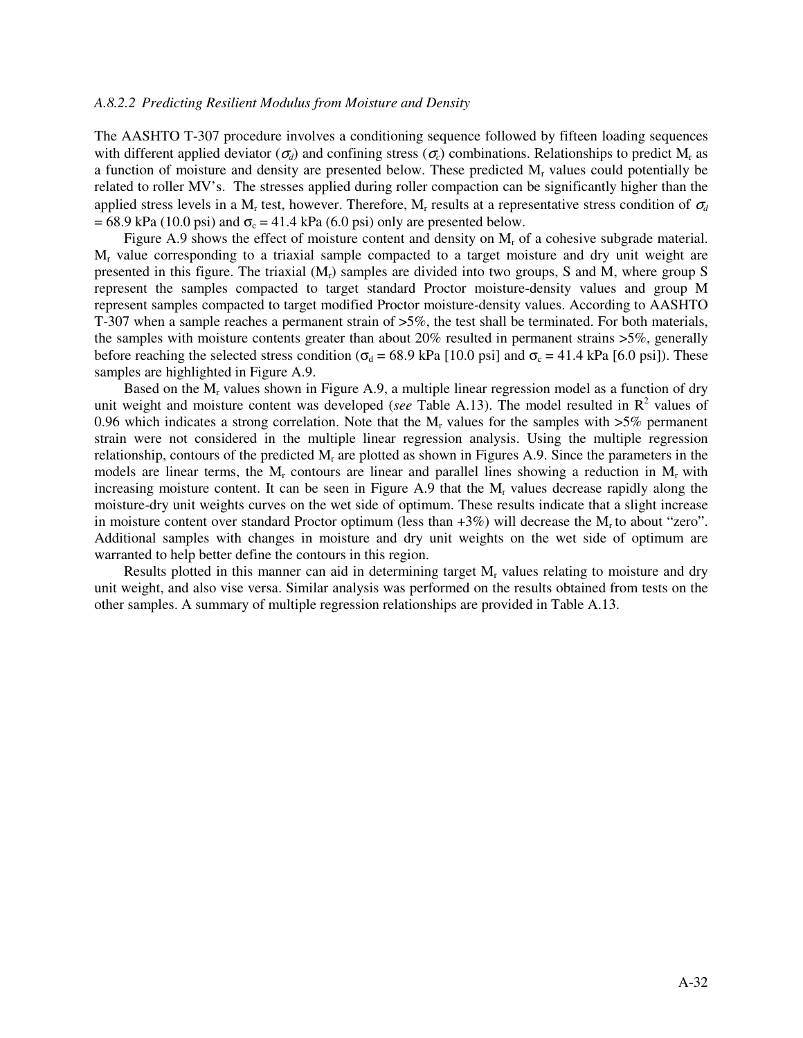*A.8.2.2 Predicting Resilient Modulus from Moisture and Density*

The AASHTO T-307 procedure involves a conditioning sequence followed by fifteen loading sequences with different applied deviator ($\sigma_d$) and confining stress ($\sigma_c$) combinations. Relationships to predict $M_r$ as a function of moisture and density are presented below. These predicted $M_r$ values could potentially be related to roller MV's. The stresses applied during roller compaction can be significantly higher than the applied stress levels in a $M_r$ test, however. Therefore, $M_r$ results at a representative stress condition of $\sigma_d$ = 68.9 kPa (10.0 psi) and $\sigma_c$ = 41.4 kPa (6.0 psi) only are presented below.

Figure A.9 shows the effect of moisture content and density on $M_r$ of a cohesive subgrade material. $M_r$ value corresponding to a triaxial sample compacted to a target moisture and dry unit weight are presented in this figure. The triaxial ($M_r$) samples are divided into two groups, S and M, where group S represent the samples compacted to target standard Proctor moisture-density values and group M represent samples compacted to target modified Proctor moisture-density values. According to AASHTO T-307 when a sample reaches a permanent strain of >5%, the test shall be terminated. For both materials, the samples with moisture contents greater than about 20% resulted in permanent strains >5%, generally before reaching the selected stress condition ($\sigma_d$ = 68.9 kPa [10.0 psi] and $\sigma_c$ = 41.4 kPa [6.0 psi]). These samples are highlighted in Figure A.9.

Based on the $M_r$ values shown in Figure A.9, a multiple linear regression model as a function of dry unit weight and moisture content was developed (*see* Table A.13). The model resulted in $R^2$ values of 0.96 which indicates a strong correlation. Note that the $M_r$ values for the samples with >5% permanent strain were not considered in the multiple linear regression analysis. Using the multiple regression relationship, contours of the predicted $M_r$ are plotted as shown in Figures A.9. Since the parameters in the models are linear terms, the $M_r$ contours are linear and parallel lines showing a reduction in $M_r$ with increasing moisture content. It can be seen in Figure A.9 that the $M_r$ values decrease rapidly along the moisture-dry unit weights curves on the wet side of optimum. These results indicate that a slight increase in moisture content over standard Proctor optimum (less than +3%) will decrease the $M_r$ to about "zero". Additional samples with changes in moisture and dry unit weights on the wet side of optimum are warranted to help better define the contours in this region.

Results plotted in this manner can aid in determining target $M_r$ values relating to moisture and dry unit weight, and also vise versa. Similar analysis was performed on the results obtained from tests on the other samples. A summary of multiple regression relationships are provided in Table A.13.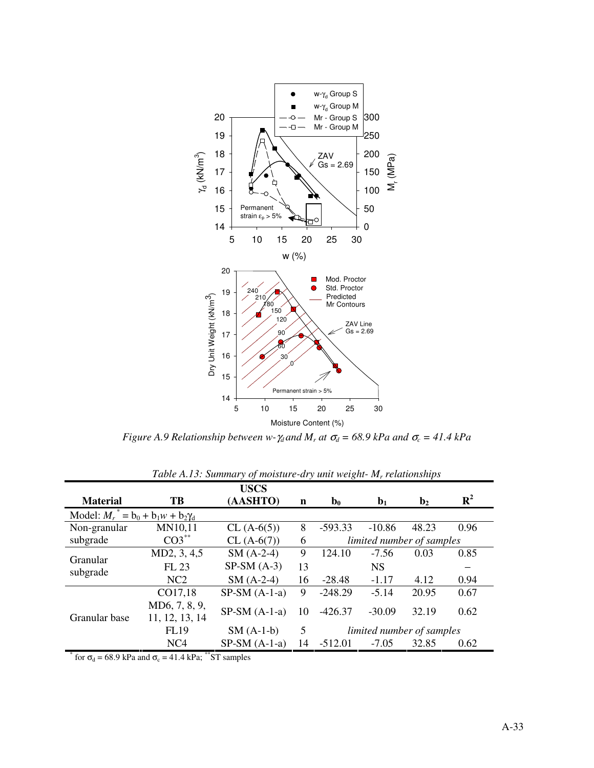*Figure A.9 Relationship between $w$-$\gamma_d$ and $M_r$ at $\sigma_d$ = 68.9 kPa and $\sigma_c$ = 41.4 kPa*

*Table A.13: Summary of moisture-dry unit weight- $M_r$ relationships*

| Material | TB | USCS (AASHTO) | n | $b_0$ | $b_1$ | $b_2$ | $R^2$ |
|---|---|---|---|---|---|---|---|
| Model: $M_r^* = b_0 + b_1 w + b_2 \gamma_d$ | | | | | | | |
| Non-granular subgrade | MN10,11 | CL (A-6(5)) | 8 | -593.33 | -10.86 | 48.23 | 0.96 |
| | CO3** | CL (A-6(7)) | 6 | *limited number of samples* | | | |
| Granular subgrade | MD2, 3, 4,5 | SM (A-2-4) | 9 | 124.10 | -7.56 | 0.03 | 0.85 |
| | FL 23 | SP-SM (A-3) | 13 | | NS | | – |
| | NC2 | SM (A-2-4) | 16 | -28.48 | -1.17 | 4.12 | 0.94 |
| Granular base | CO17,18 | SP-SM (A-1-a) | 9 | -248.29 | -5.14 | 20.95 | 0.67 |
| | MD6, 7, 8, 9, 11, 12, 13, 14 | SP-SM (A-1-a) | 10 | -426.37 | -30.09 | 32.19 | 0.62 |
| | FL19 | SM (A-1-b) | 5 | *limited number of samples* | | | |
| | NC4 | SP-SM (A-1-a) | 14 | -512.01 | -7.05 | 32.85 | 0.62 |

\* for $\sigma_d$ = 68.9 kPa and $\sigma_c$ = 41.4 kPa; \*\* ST samples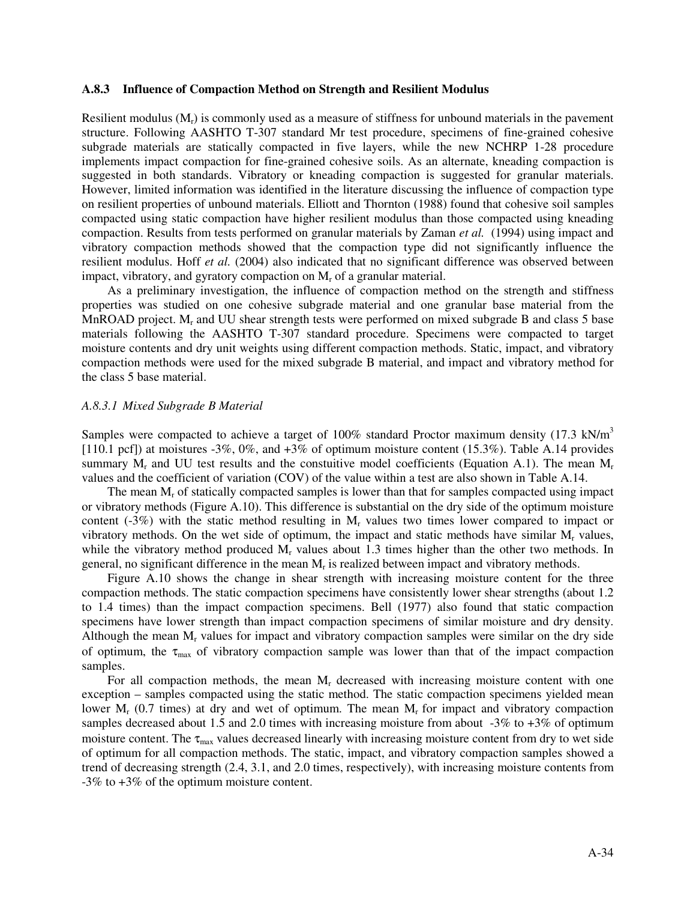### A.8.3 Influence of Compaction Method on Strength and Resilient Modulus

Resilient modulus ($M_r$) is commonly used as a measure of stiffness for unbound materials in the pavement structure. Following AASHTO T-307 standard Mr test procedure, specimens of fine-grained cohesive subgrade materials are statically compacted in five layers, while the new NCHRP 1-28 procedure implements impact compaction for fine-grained cohesive soils. As an alternate, kneading compaction is suggested in both standards. Vibratory or kneading compaction is suggested for granular materials. However, limited information was identified in the literature discussing the influence of compaction type on resilient properties of unbound materials. Elliott and Thornton (1988) found that cohesive soil samples compacted using static compaction have higher resilient modulus than those compacted using kneading compaction. Results from tests performed on granular materials by Zaman *et al.* (1994) using impact and vibratory compaction methods showed that the compaction type did not significantly influence the resilient modulus. Hoff *et al.* (2004) also indicated that no significant difference was observed between impact, vibratory, and gyratory compaction on $M_r$ of a granular material.

As a preliminary investigation, the influence of compaction method on the strength and stiffness properties was studied on one cohesive subgrade material and one granular base material from the MnROAD project. $M_r$ and UU shear strength tests were performed on mixed subgrade B and class 5 base materials following the AASHTO T-307 standard procedure. Specimens were compacted to target moisture contents and dry unit weights using different compaction methods. Static, impact, and vibratory compaction methods were used for the mixed subgrade B material, and impact and vibratory method for the class 5 base material.

#### *A.8.3.1 Mixed Subgrade B Material*

Samples were compacted to achieve a target of 100% standard Proctor maximum density (17.3 kN/m$^3$ [110.1 pcf]) at moistures -3%, 0%, and +3% of optimum moisture content (15.3%). Table A.14 provides summary $M_r$ and UU test results and the constuitive model coefficients (Equation A.1). The mean $M_r$ values and the coefficient of variation (COV) of the value within a test are also shown in Table A.14.

The mean $M_r$ of statically compacted samples is lower than that for samples compacted using impact or vibratory methods (Figure A.10). This difference is substantial on the dry side of the optimum moisture content (-3%) with the static method resulting in $M_r$ values two times lower compared to impact or vibratory methods. On the wet side of optimum, the impact and static methods have similar $M_r$ values, while the vibratory method produced $M_r$ values about 1.3 times higher than the other two methods. In general, no significant difference in the mean $M_r$ is realized between impact and vibratory methods.

Figure A.10 shows the change in shear strength with increasing moisture content for the three compaction methods. The static compaction specimens have consistently lower shear strengths (about 1.2 to 1.4 times) than the impact compaction specimens. Bell (1977) also found that static compaction specimens have lower strength than impact compaction specimens of similar moisture and dry density. Although the mean $M_r$ values for impact and vibratory compaction samples were similar on the dry side of optimum, the $\tau_{max}$ of vibratory compaction sample was lower than that of the impact compaction samples.

For all compaction methods, the mean $M_r$ decreased with increasing moisture content with one exception – samples compacted using the static method. The static compaction specimens yielded mean lower $M_r$ (0.7 times) at dry and wet of optimum. The mean $M_r$ for impact and vibratory compaction samples decreased about 1.5 and 2.0 times with increasing moisture from about -3% to +3% of optimum moisture content. The $\tau_{max}$ values decreased linearly with increasing moisture content from dry to wet side of optimum for all compaction methods. The static, impact, and vibratory compaction samples showed a trend of decreasing strength (2.4, 3.1, and 2.0 times, respectively), with increasing moisture contents from -3% to +3% of the optimum moisture content.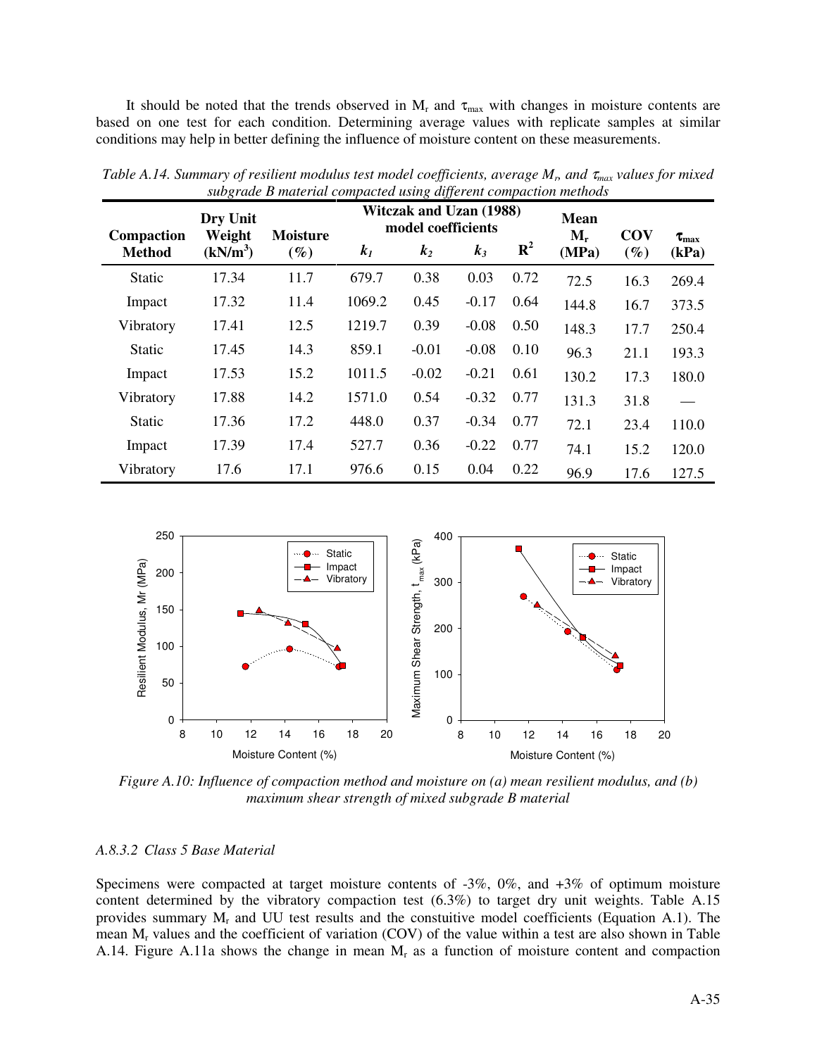It should be noted that the trends observed in $M_r$ and $\tau_{max}$ with changes in moisture contents are based on one test for each condition. Determining average values with replicate samples at similar conditions may help in better defining the influence of moisture content on these measurements.

*Table A.14. Summary of resilient modulus test model coefficients, average $M_r$, and $\tau_{max}$ values for mixed subgrade B material compacted using different compaction methods*

| Compaction Method | Dry Unit Weight (kN/m³) | Moisture (%) | Witczak and Uzan (1988) model coefficients | | | | Mean $M_r$ (MPa) | COV (%) | $\tau_{max}$ (kPa) |
|---|---|---|---|---|---|---|---|---|---|
| | | | $k_1$ | $k_2$ | $k_3$ | $R^2$ | | | |
| Static | 17.34 | 11.7 | 679.7 | 0.38 | 0.03 | 0.72 | 72.5 | 16.3 | 269.4 |
| Impact | 17.32 | 11.4 | 1069.2 | 0.45 | -0.17 | 0.64 | 144.8 | 16.7 | 373.5 |
| Vibratory | 17.41 | 12.5 | 1219.7 | 0.39 | -0.08 | 0.50 | 148.3 | 17.7 | 250.4 |
| Static | 17.45 | 14.3 | 859.1 | -0.01 | -0.08 | 0.10 | 96.3 | 21.1 | 193.3 |
| Impact | 17.53 | 15.2 | 1011.5 | -0.02 | -0.21 | 0.61 | 130.2 | 17.3 | 180.0 |
| Vibratory | 17.88 | 14.2 | 1571.0 | 0.54 | -0.32 | 0.77 | 131.3 | 31.8 | — |
| Static | 17.36 | 17.2 | 448.0 | 0.37 | -0.34 | 0.77 | 72.1 | 23.4 | 110.0 |
| Impact | 17.39 | 17.4 | 527.7 | 0.36 | -0.22 | 0.77 | 74.1 | 15.2 | 120.0 |
| Vibratory | 17.6 | 17.1 | 976.6 | 0.15 | 0.04 | 0.22 | 96.9 | 17.6 | 127.5 |

*Figure A.10: Influence of compaction method and moisture on (a) mean resilient modulus, and (b) maximum shear strength of mixed subgrade B material*

### *A.8.3.2 Class 5 Base Material*

Specimens were compacted at target moisture contents of -3%, 0%, and +3% of optimum moisture content determined by the vibratory compaction test (6.3%) to target dry unit weights. Table A.15 provides summary $M_r$ and UU test results and the constuitive model coefficients (Equation A.1). The mean $M_r$ values and the coefficient of variation (COV) of the value within a test are also shown in Table A.14. Figure A.11a shows the change in mean $M_r$ as a function of moisture content and compaction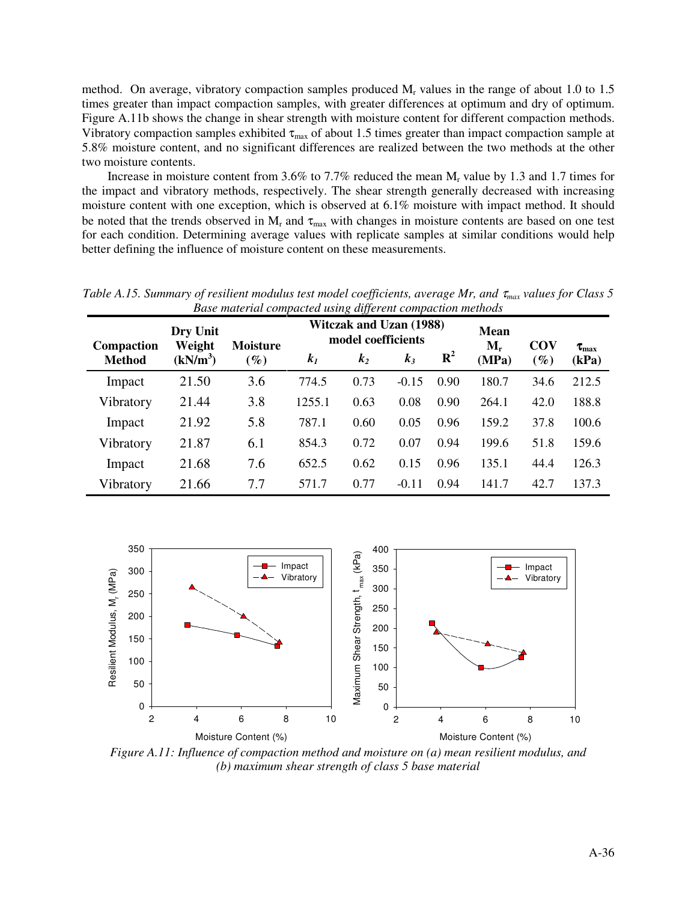method. On average, vibratory compaction samples produced $M_r$ values in the range of about 1.0 to 1.5 times greater than impact compaction samples, with greater differences at optimum and dry of optimum. Figure A.11b shows the change in shear strength with moisture content for different compaction methods. Vibratory compaction samples exhibited $\tau_{max}$ of about 1.5 times greater than impact compaction sample at 5.8% moisture content, and no significant differences are realized between the two methods at the other two moisture contents.

Increase in moisture content from 3.6% to 7.7% reduced the mean $M_r$ value by 1.3 and 1.7 times for the impact and vibratory methods, respectively. The shear strength generally decreased with increasing moisture content with one exception, which is observed at 6.1% moisture with impact method. It should be noted that the trends observed in $M_r$ and $\tau_{max}$ with changes in moisture contents are based on one test for each condition. Determining average values with replicate samples at similar conditions would help better defining the influence of moisture content on these measurements.

*Table A.15. Summary of resilient modulus test model coefficients, average Mr, and $\tau_{max}$ values for Class 5 Base material compacted using different compaction methods*

| Compaction Method | Dry Unit Weight (kN/m$^3$) | Moisture (%) | Witczak and Uzan (1988) model coefficients $k_1$ | $k_2$ | $k_3$ | $R^2$ | Mean $M_r$ (MPa) | COV (%) | $\tau_{max}$ (kPa) |
|---|---|---|---|---|---|---|---|---|---|
| Impact | 21.50 | 3.6 | 774.5 | 0.73 | -0.15 | 0.90 | 180.7 | 34.6 | 212.5 |
| Vibratory | 21.44 | 3.8 | 1255.1 | 0.63 | 0.08 | 0.90 | 264.1 | 42.0 | 188.8 |
| Impact | 21.92 | 5.8 | 787.1 | 0.60 | 0.05 | 0.96 | 159.2 | 37.8 | 100.6 |
| Vibratory | 21.87 | 6.1 | 854.3 | 0.72 | 0.07 | 0.94 | 199.6 | 51.8 | 159.6 |
| Impact | 21.68 | 7.6 | 652.5 | 0.62 | 0.15 | 0.96 | 135.1 | 44.4 | 126.3 |
| Vibratory | 21.66 | 7.7 | 571.7 | 0.77 | -0.11 | 0.94 | 141.7 | 42.7 | 137.3 |

*Figure A.11: Influence of compaction method and moisture on (a) mean resilient modulus, and (b) maximum shear strength of class 5 base material*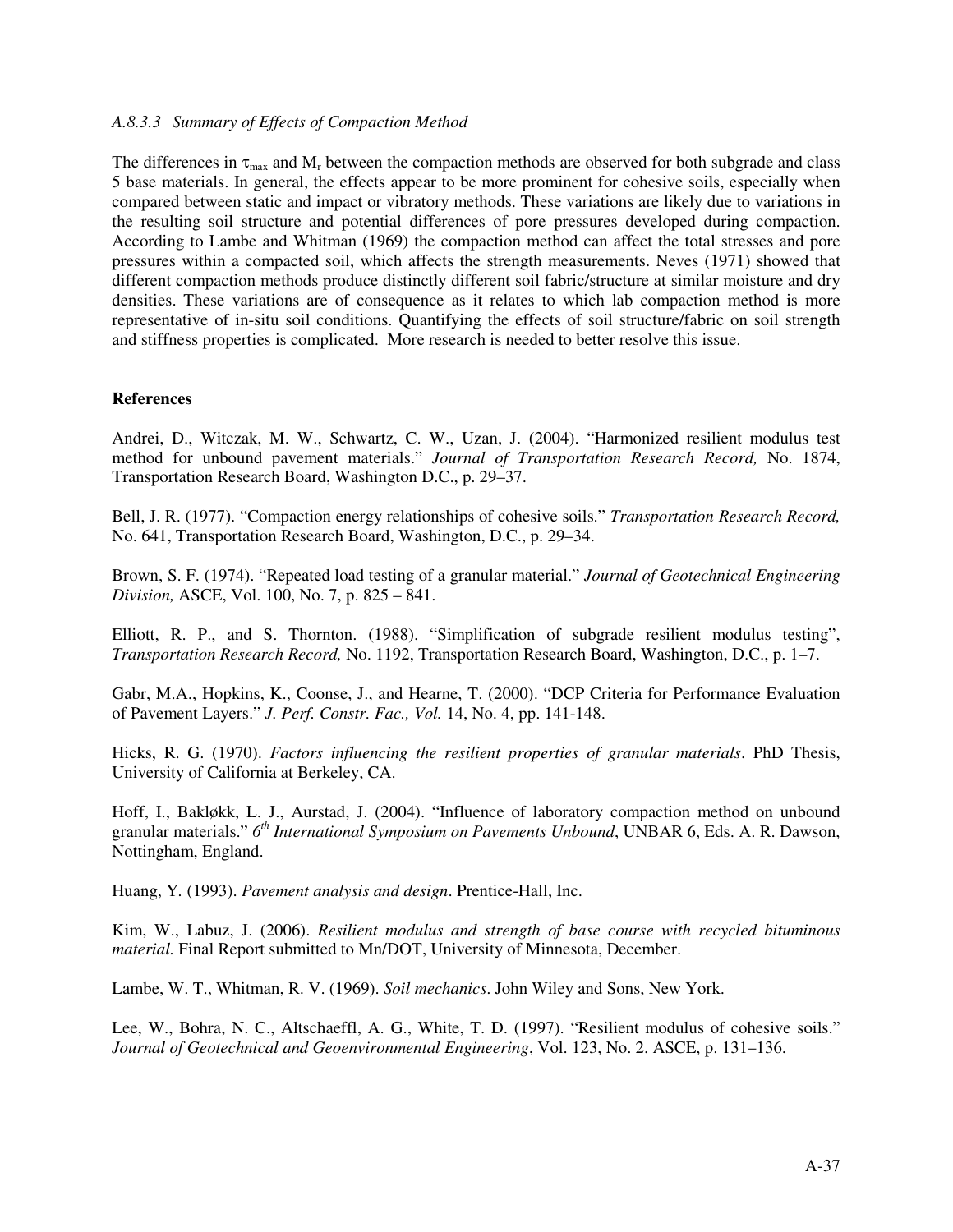#### *A.8.3.3 Summary of Effects of Compaction Method*

The differences in $\tau_{max}$ and $M_r$ between the compaction methods are observed for both subgrade and class 5 base materials. In general, the effects appear to be more prominent for cohesive soils, especially when compared between static and impact or vibratory methods. These variations are likely due to variations in the resulting soil structure and potential differences of pore pressures developed during compaction. According to Lambe and Whitman (1969) the compaction method can affect the total stresses and pore pressures within a compacted soil, which affects the strength measurements. Neves (1971) showed that different compaction methods produce distinctly different soil fabric/structure at similar moisture and dry densities. These variations are of consequence as it relates to which lab compaction method is more representative of in-situ soil conditions. Quantifying the effects of soil structure/fabric on soil strength and stiffness properties is complicated. More research is needed to better resolve this issue.

**References**

Andrei, D., Witczak, M. W., Schwartz, C. W., Uzan, J. (2004). "Harmonized resilient modulus test method for unbound pavement materials." *Journal of Transportation Research Record,* No. 1874, Transportation Research Board, Washington D.C., p. 29–37.

Bell, J. R. (1977). "Compaction energy relationships of cohesive soils." *Transportation Research Record,* No. 641, Transportation Research Board, Washington, D.C., p. 29–34.

Brown, S. F. (1974). "Repeated load testing of a granular material." *Journal of Geotechnical Engineering Division,* ASCE, Vol. 100, No. 7, p. 825 – 841.

Elliott, R. P., and S. Thornton. (1988). "Simplification of subgrade resilient modulus testing", *Transportation Research Record,* No. 1192, Transportation Research Board, Washington, D.C., p. 1–7.

Gabr, M.A., Hopkins, K., Coonse, J., and Hearne, T. (2000). "DCP Criteria for Performance Evaluation of Pavement Layers." *J. Perf. Constr. Fac., Vol.* 14, No. 4, pp. 141-148.

Hicks, R. G. (1970). *Factors influencing the resilient properties of granular materials*. PhD Thesis, University of California at Berkeley, CA.

Hoff, I., Bakløkk, L. J., Aurstad, J. (2004). "Influence of laboratory compaction method on unbound granular materials." *6th International Symposium on Pavements Unbound*, UNBAR 6, Eds. A. R. Dawson, Nottingham, England.

Huang, Y. (1993). *Pavement analysis and design*. Prentice-Hall, Inc.

Kim, W., Labuz, J. (2006). *Resilient modulus and strength of base course with recycled bituminous material.* Final Report submitted to Mn/DOT, University of Minnesota, December.

Lambe, W. T., Whitman, R. V. (1969). *Soil mechanics*. John Wiley and Sons, New York.

Lee, W., Bohra, N. C., Altschaeffl, A. G., White, T. D. (1997). "Resilient modulus of cohesive soils." *Journal of Geotechnical and Geoenvironmental Engineering*, Vol. 123, No. 2. ASCE, p. 131–136.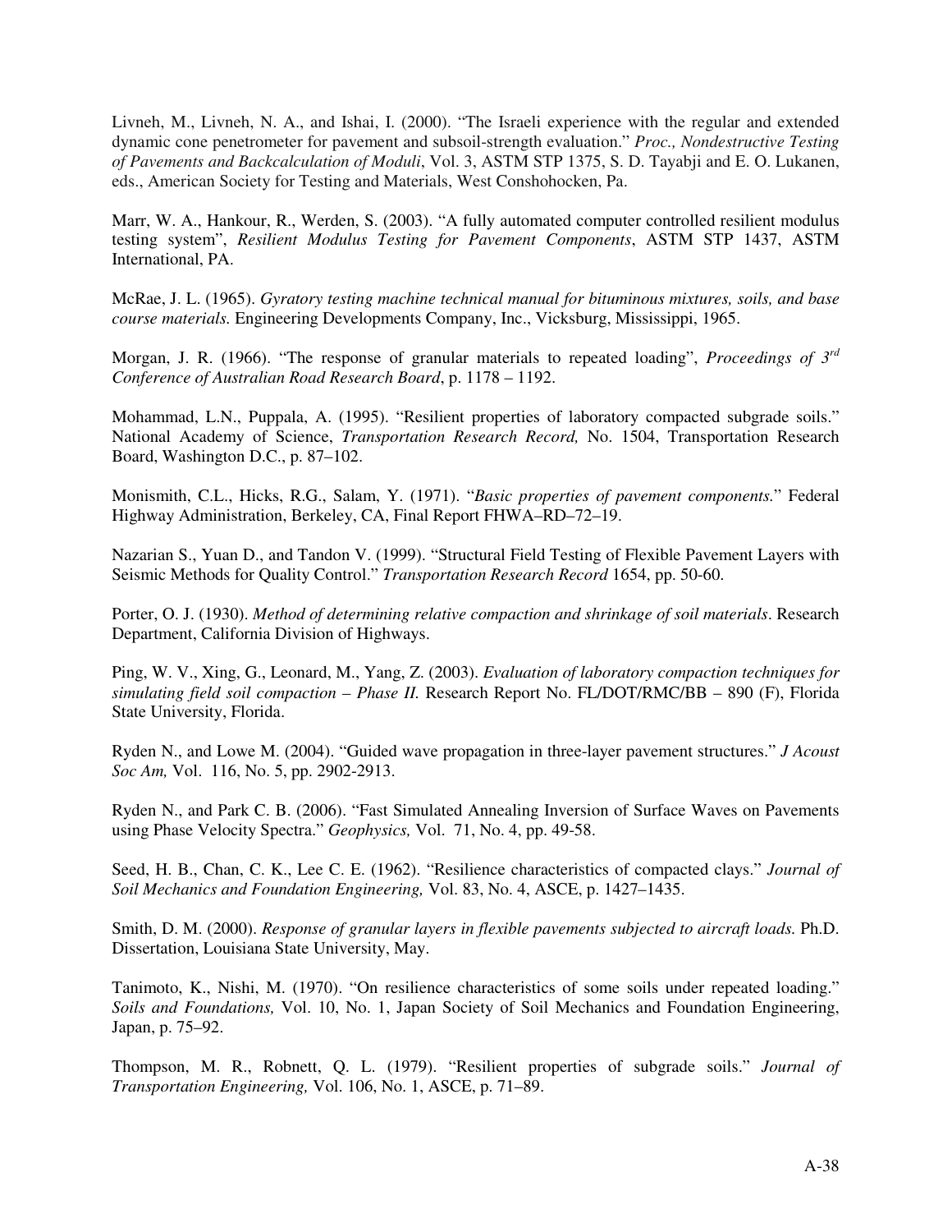Livneh, M., Livneh, N. A., and Ishai, I. (2000). "The Israeli experience with the regular and extended dynamic cone penetrometer for pavement and subsoil-strength evaluation." *Proc., Nondestructive Testing of Pavements and Backcalculation of Moduli*, Vol. 3, ASTM STP 1375, S. D. Tayabji and E. O. Lukanen, eds., American Society for Testing and Materials, West Conshohocken, Pa.

Marr, W. A., Hankour, R., Werden, S. (2003). "A fully automated computer controlled resilient modulus testing system", *Resilient Modulus Testing for Pavement Components*, ASTM STP 1437, ASTM International, PA.

McRae, J. L. (1965). *Gyratory testing machine technical manual for bituminous mixtures, soils, and base course materials.* Engineering Developments Company, Inc., Vicksburg, Mississippi, 1965.

Morgan, J. R. (1966). "The response of granular materials to repeated loading", *Proceedings of 3rd Conference of Australian Road Research Board*, p. 1178 – 1192.

Mohammad, L.N., Puppala, A. (1995). "Resilient properties of laboratory compacted subgrade soils." National Academy of Science, *Transportation Research Record,* No. 1504, Transportation Research Board, Washington D.C., p. 87–102.

Monismith, C.L., Hicks, R.G., Salam, Y. (1971). "*Basic properties of pavement components.*" Federal Highway Administration, Berkeley, CA, Final Report FHWA–RD–72–19.

Nazarian S., Yuan D., and Tandon V. (1999). "Structural Field Testing of Flexible Pavement Layers with Seismic Methods for Quality Control." *Transportation Research Record* 1654, pp. 50-60.

Porter, O. J. (1930). *Method of determining relative compaction and shrinkage of soil materials*. Research Department, California Division of Highways.

Ping, W. V., Xing, G., Leonard, M., Yang, Z. (2003). *Evaluation of laboratory compaction techniques for simulating field soil compaction – Phase II.* Research Report No. FL/DOT/RMC/BB – 890 (F), Florida State University, Florida.

Ryden N., and Lowe M. (2004). "Guided wave propagation in three-layer pavement structures." *J Acoust Soc Am,* Vol. 116, No. 5, pp. 2902-2913.

Ryden N., and Park C. B. (2006). "Fast Simulated Annealing Inversion of Surface Waves on Pavements using Phase Velocity Spectra." *Geophysics,* Vol. 71, No. 4, pp. 49-58.

Seed, H. B., Chan, C. K., Lee C. E. (1962). "Resilience characteristics of compacted clays." *Journal of Soil Mechanics and Foundation Engineering,* Vol. 83, No. 4, ASCE, p. 1427–1435.

Smith, D. M. (2000). *Response of granular layers in flexible pavements subjected to aircraft loads.* Ph.D. Dissertation, Louisiana State University, May.

Tanimoto, K., Nishi, M. (1970). "On resilience characteristics of some soils under repeated loading." *Soils and Foundations,* Vol. 10, No. 1, Japan Society of Soil Mechanics and Foundation Engineering, Japan, p. 75–92.

Thompson, M. R., Robnett, Q. L. (1979). "Resilient properties of subgrade soils." *Journal of Transportation Engineering,* Vol. 106, No. 1, ASCE, p. 71–89.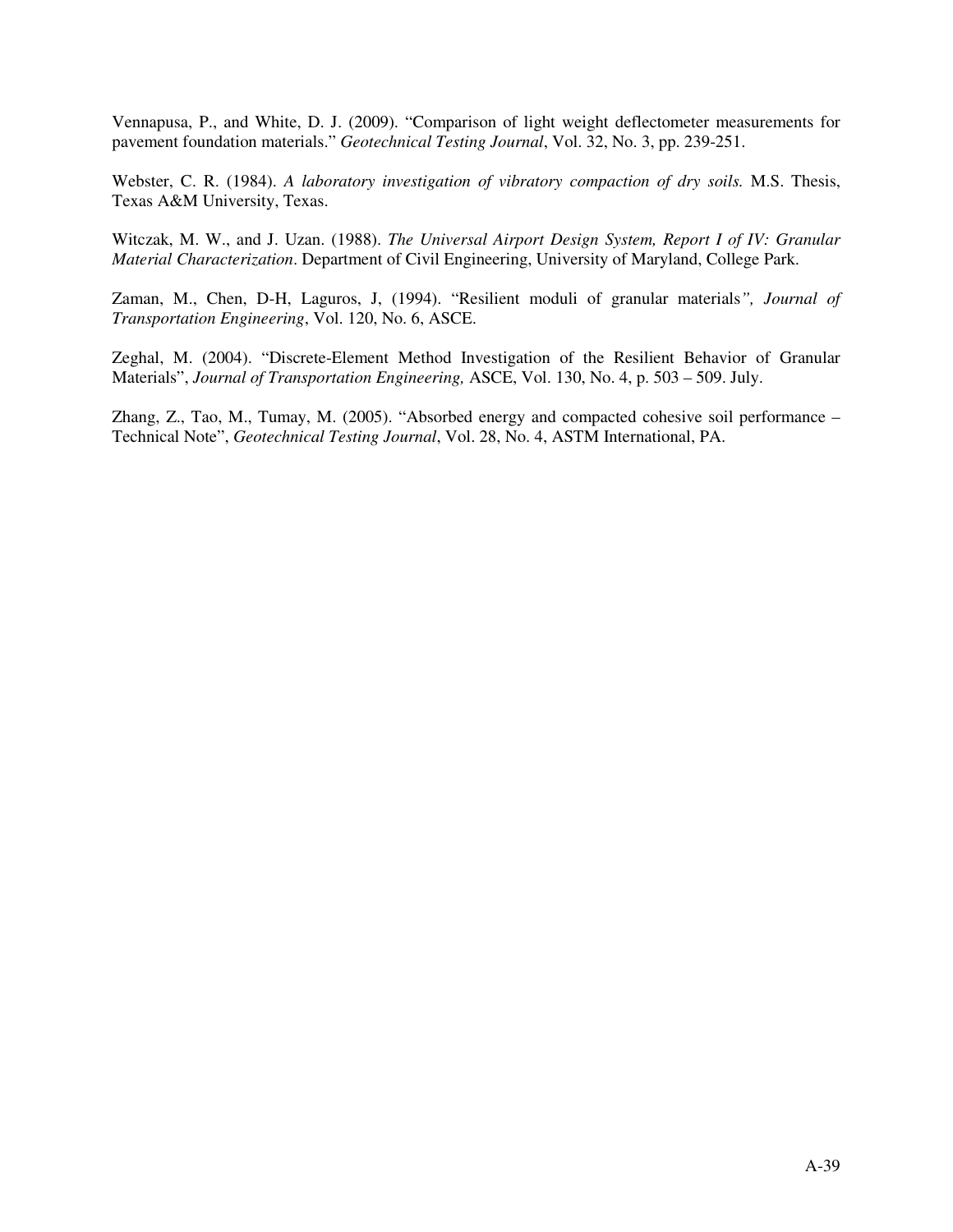Vennapusa, P., and White, D. J. (2009). "Comparison of light weight deflectometer measurements for pavement foundation materials." *Geotechnical Testing Journal*, Vol. 32, No. 3, pp. 239-251.

Webster, C. R. (1984). *A laboratory investigation of vibratory compaction of dry soils.* M.S. Thesis, Texas A&M University, Texas.

Witczak, M. W., and J. Uzan. (1988). *The Universal Airport Design System, Report I of IV: Granular Material Characterization*. Department of Civil Engineering, University of Maryland, College Park.

Zaman, M., Chen, D-H, Laguros, J, (1994). "Resilient moduli of granular materials*", Journal of Transportation Engineering*, Vol. 120, No. 6, ASCE.

Zeghal, M. (2004). "Discrete-Element Method Investigation of the Resilient Behavior of Granular Materials", *Journal of Transportation Engineering,* ASCE, Vol. 130, No. 4, p. 503 – 509. July.

Zhang, Z., Tao, M., Tumay, M. (2005). "Absorbed energy and compacted cohesive soil performance – Technical Note", *Geotechnical Testing Journal*, Vol. 28, No. 4, ASTM International, PA.